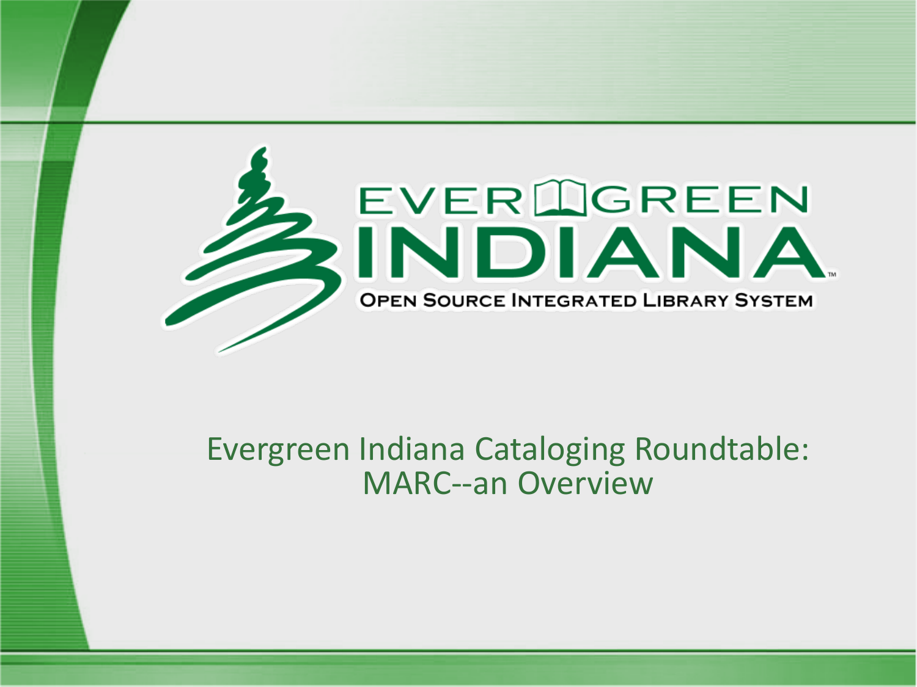EVERGREEN INDIANA

OPEN SOURCE INTEGRATED LIBRARY SYSTEM

# Evergreen Indiana Cataloging Roundtable: MARC--an Overview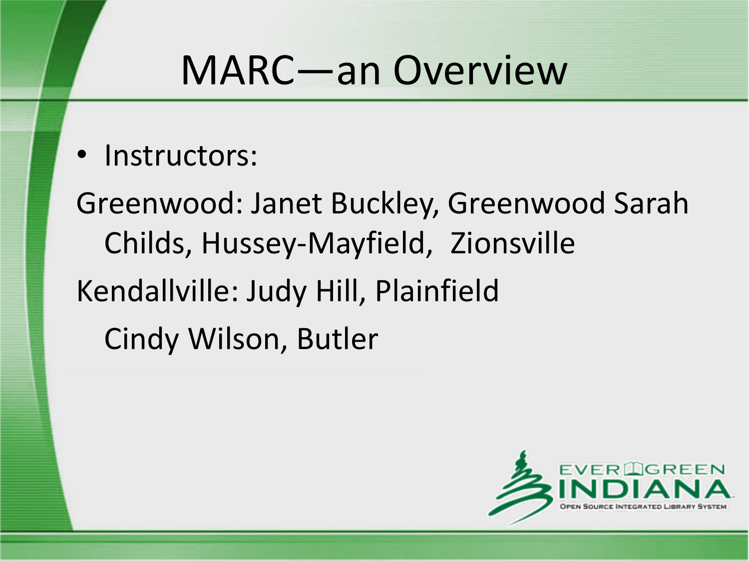# MARC—an Overview

- Instructors:

Greenwood: Janet Buckley, Greenwood Sarah Childs, Hussey-Mayfield, Zionsville

Kendallville: Judy Hill, Plainfield

Cindy Wilson, Butler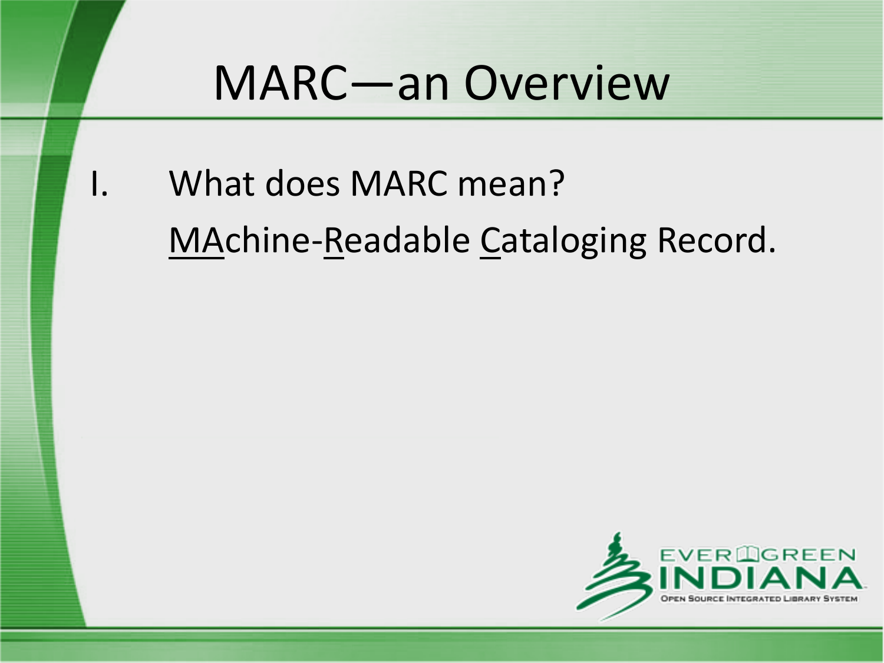# MARC—an Overview

I. What does MARC mean?

   <u>MA</u>chine-<u>R</u>eadable <u>C</u>ataloging Record.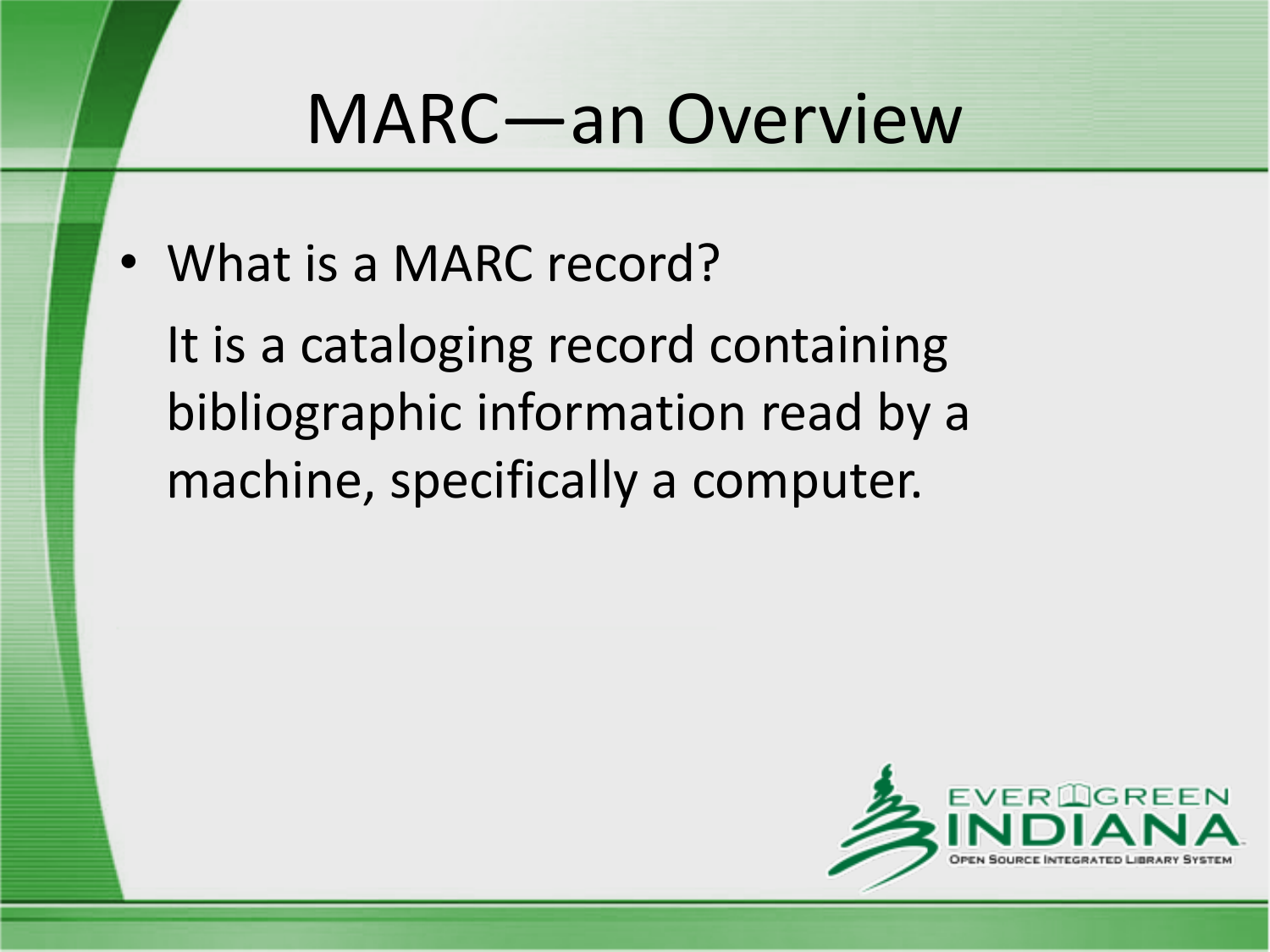# MARC—an Overview

- What is a MARC record?

  It is a cataloging record containing bibliographic information read by a machine, specifically a computer.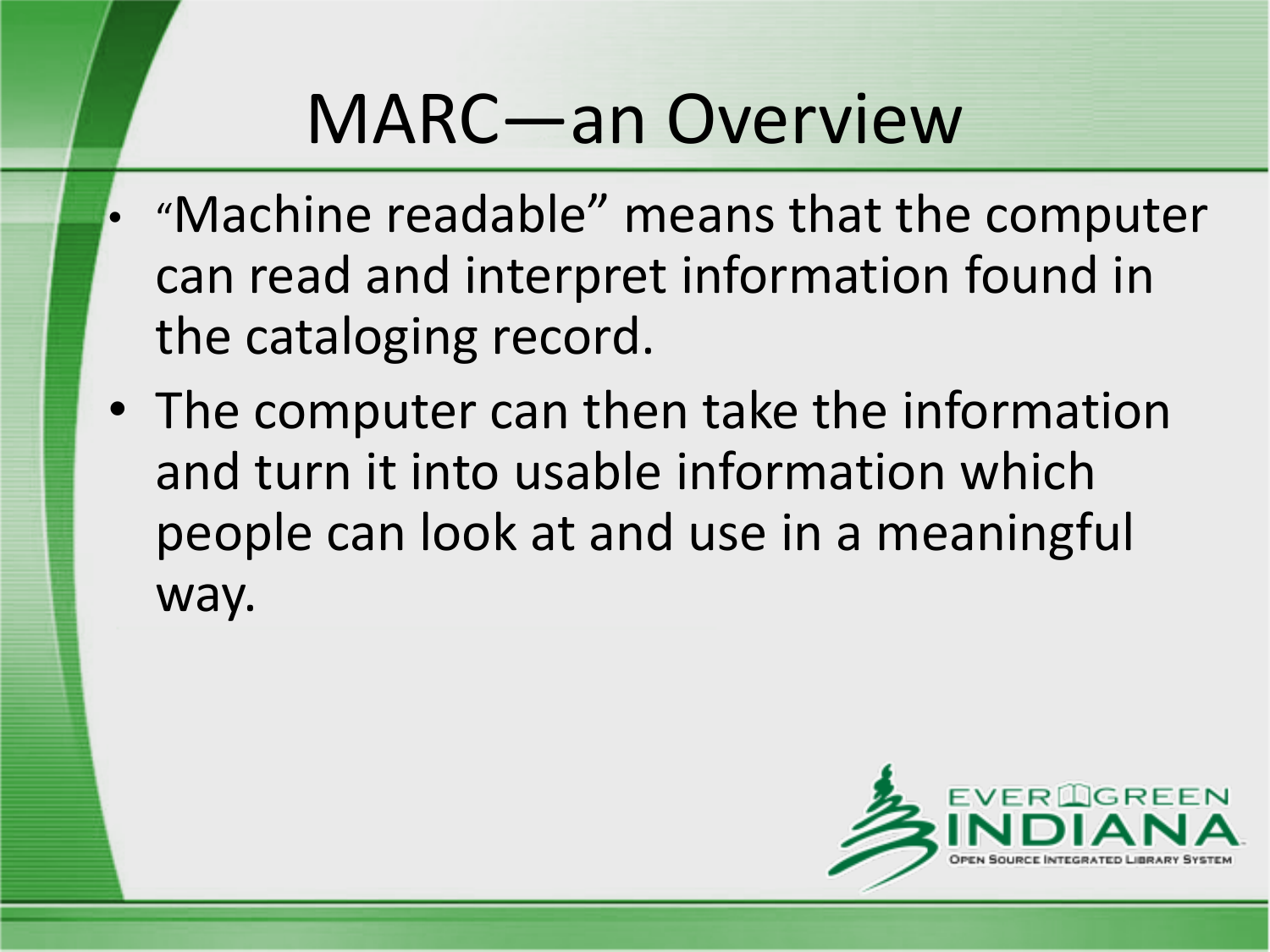# MARC—an Overview

- "Machine readable" means that the computer can read and interpret information found in the cataloging record.
- The computer can then take the information and turn it into usable information which people can look at and use in a meaningful way.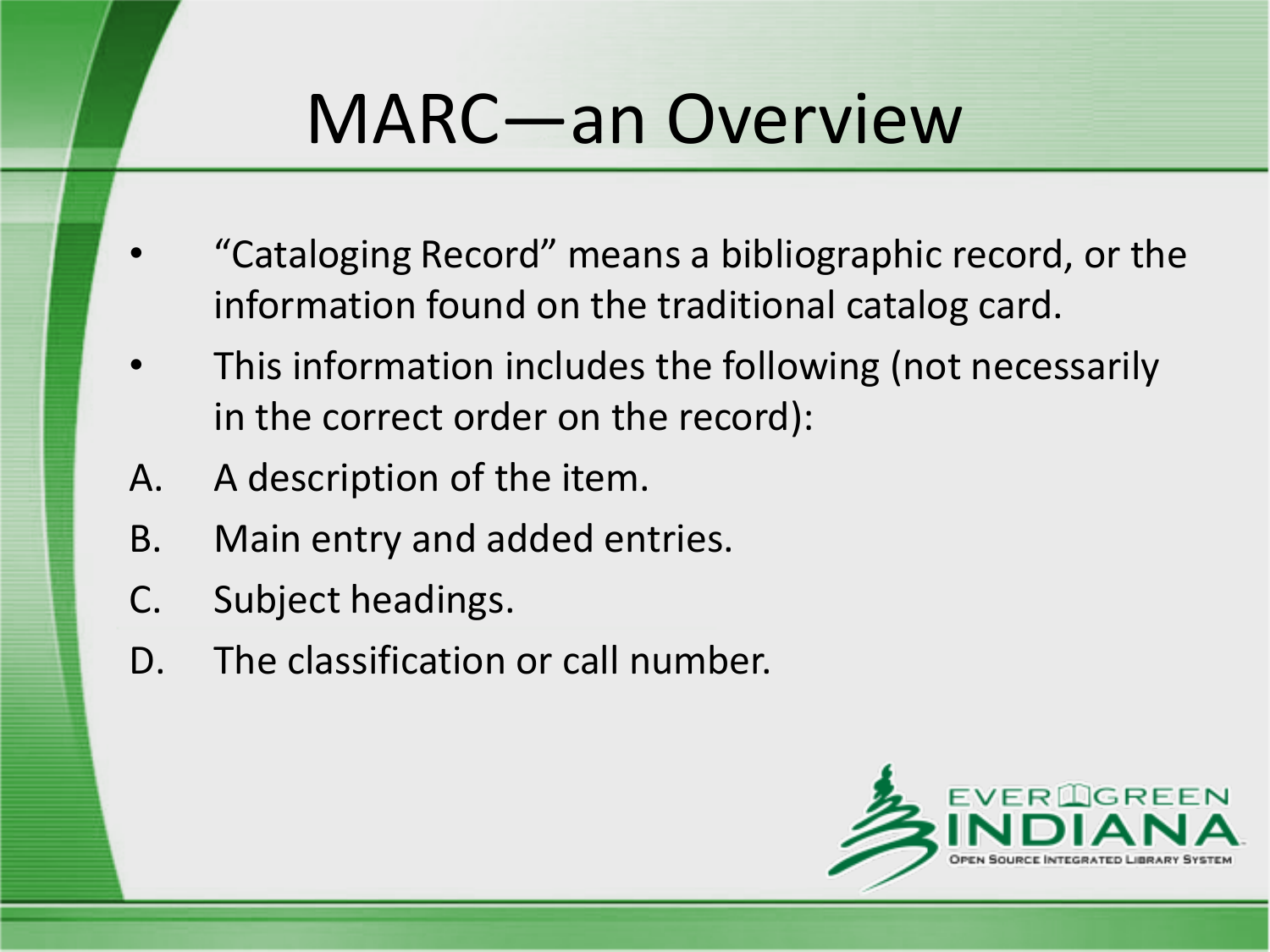# MARC—an Overview

- "Cataloging Record" means a bibliographic record, or the information found on the traditional catalog card.
- This information includes the following (not necessarily in the correct order on the record):

A. A description of the item.

B. Main entry and added entries.

C. Subject headings.

D. The classification or call number.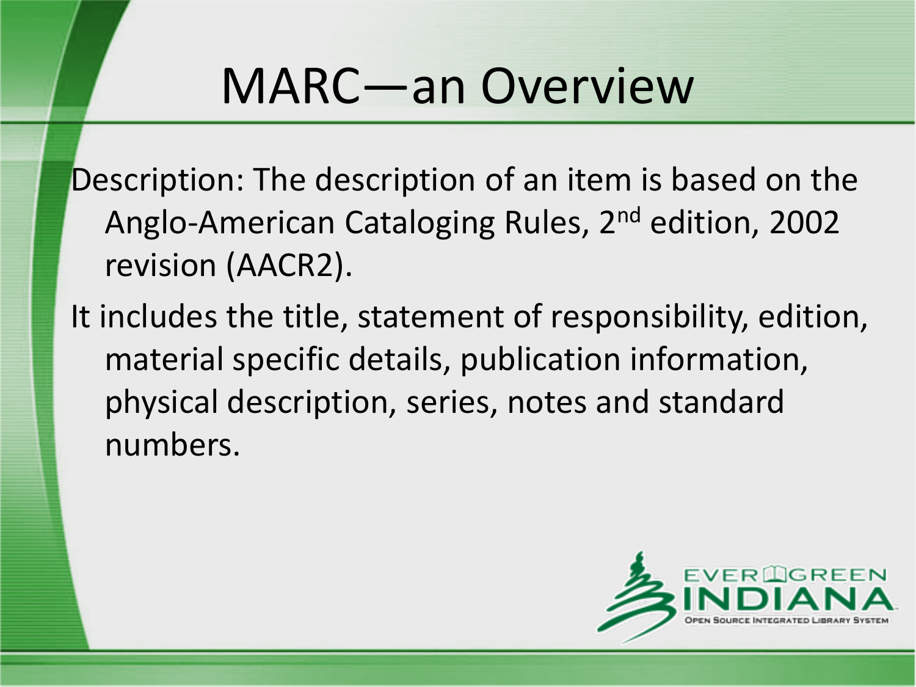# MARC—an Overview

Description: The description of an item is based on the Anglo-American Cataloging Rules, 2nd edition, 2002 revision (AACR2).

It includes the title, statement of responsibility, edition, material specific details, publication information, physical description, series, notes and standard numbers.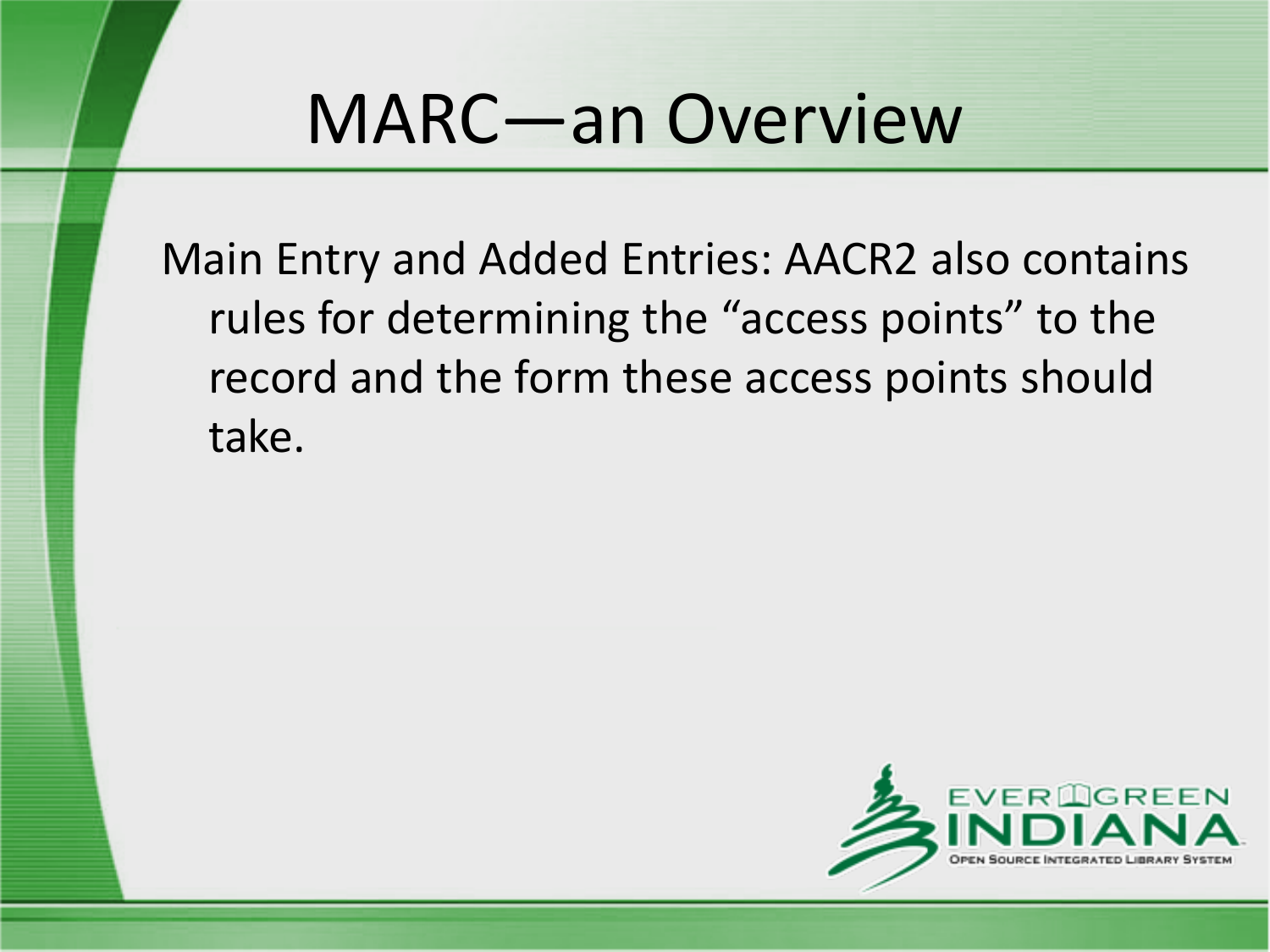# MARC—an Overview

Main Entry and Added Entries: AACR2 also contains rules for determining the “access points” to the record and the form these access points should take.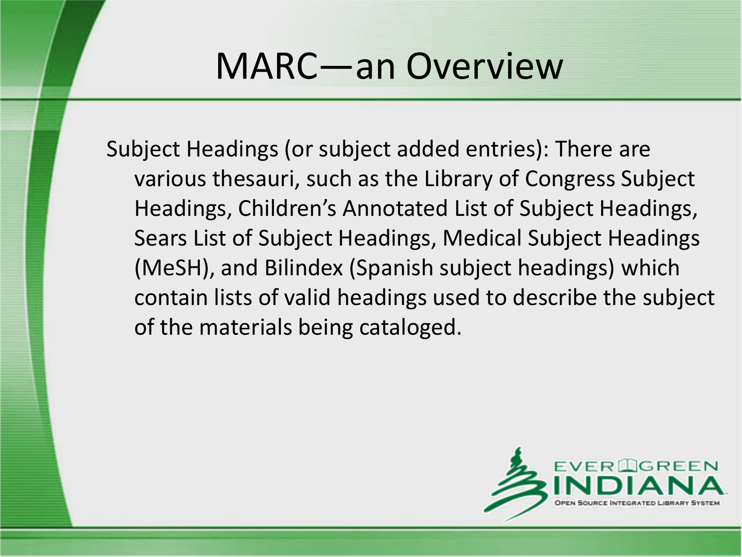# MARC—an Overview

Subject Headings (or subject added entries): There are various thesauri, such as the Library of Congress Subject Headings, Children's Annotated List of Subject Headings, Sears List of Subject Headings, Medical Subject Headings (MeSH), and Bilindex (Spanish subject headings) which contain lists of valid headings used to describe the subject of the materials being cataloged.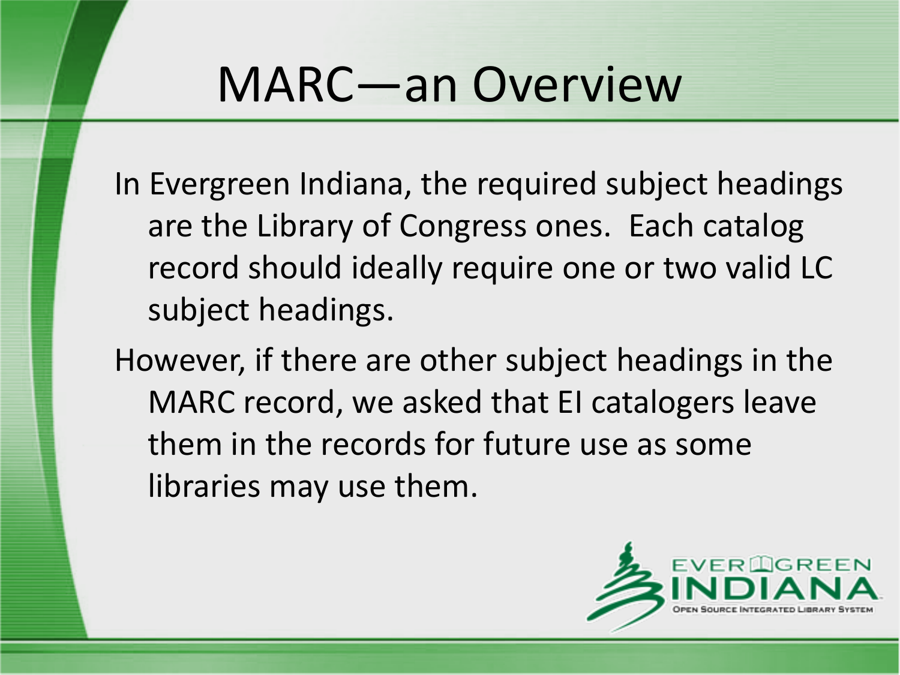# MARC—an Overview

In Evergreen Indiana, the required subject headings are the Library of Congress ones. Each catalog record should ideally require one or two valid LC subject headings.

However, if there are other subject headings in the MARC record, we asked that EI catalogers leave them in the records for future use as some libraries may use them.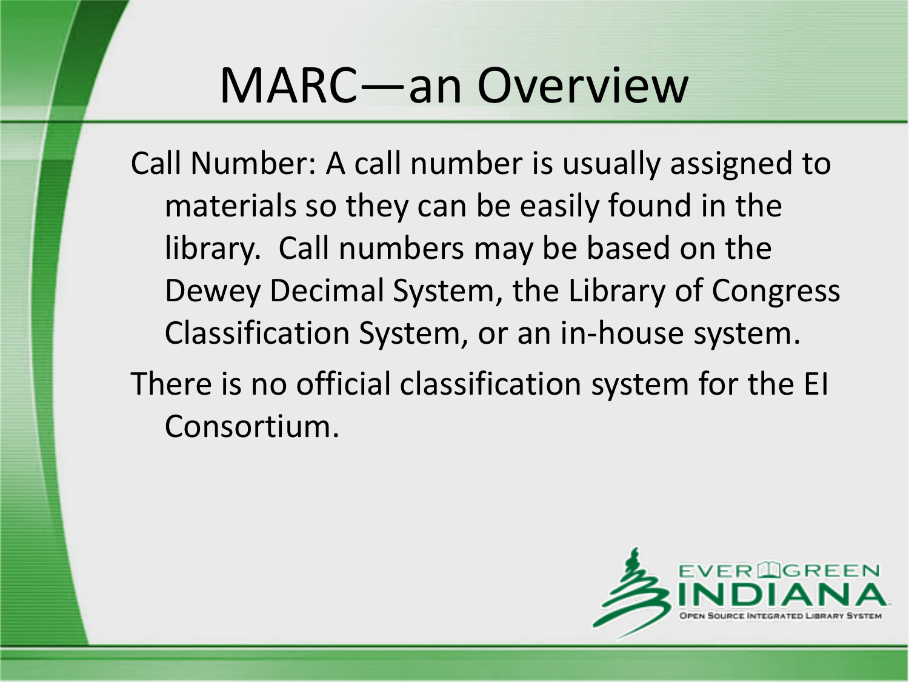# MARC—an Overview

Call Number: A call number is usually assigned to materials so they can be easily found in the library. Call numbers may be based on the Dewey Decimal System, the Library of Congress Classification System, or an in-house system.

There is no official classification system for the EI Consortium.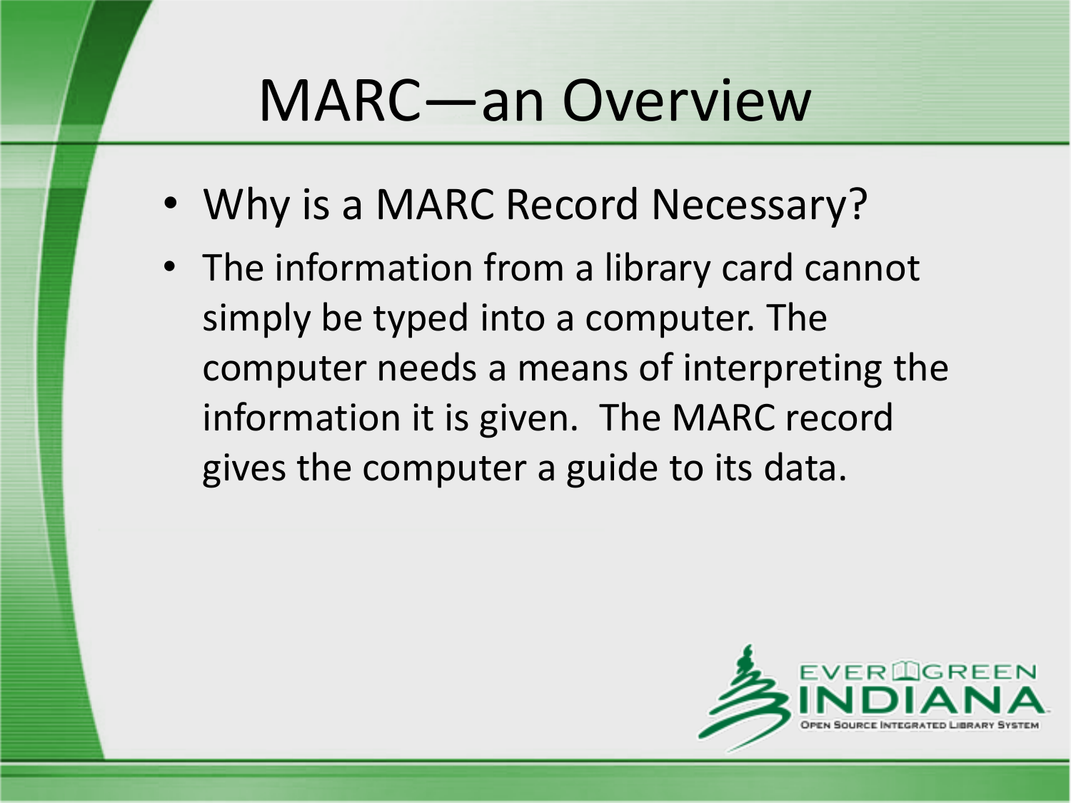# MARC—an Overview

- Why is a MARC Record Necessary?
- The information from a library card cannot simply be typed into a computer. The computer needs a means of interpreting the information it is given. The MARC record gives the computer a guide to its data.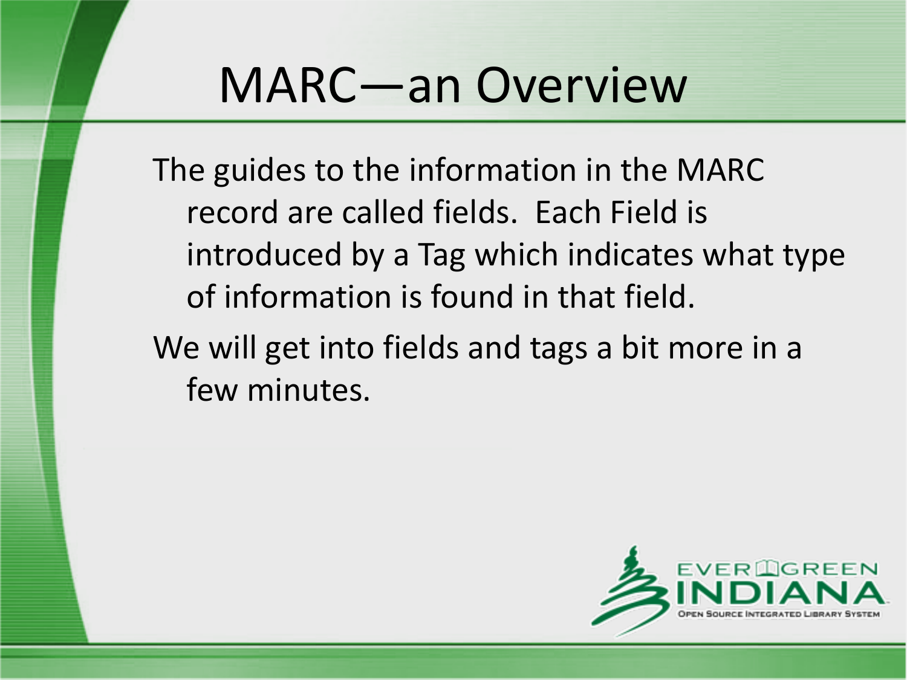# MARC—an Overview

The guides to the information in the MARC record are called fields. Each Field is introduced by a Tag which indicates what type of information is found in that field.

We will get into fields and tags a bit more in a few minutes.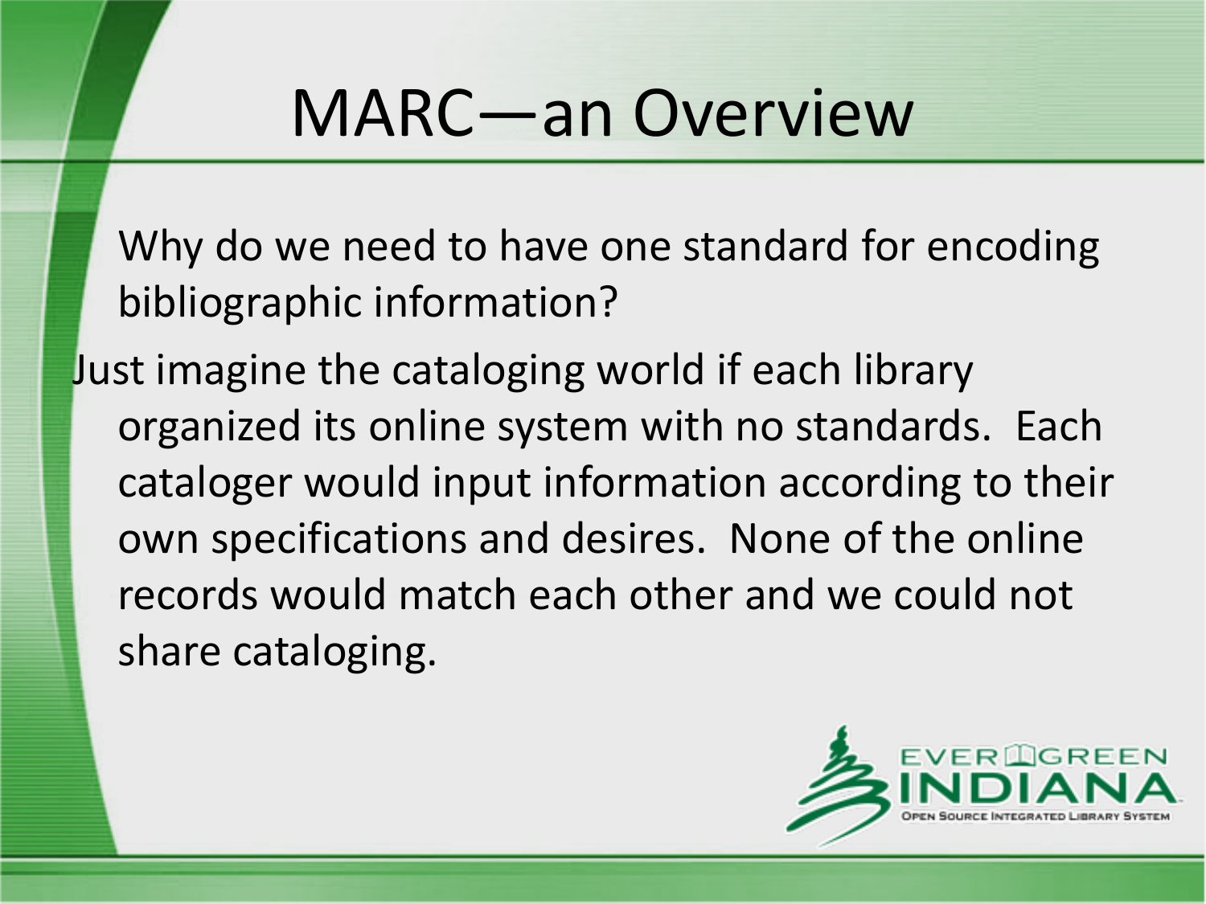# MARC—an Overview

Why do we need to have one standard for encoding bibliographic information?

Just imagine the cataloging world if each library organized its online system with no standards. Each cataloger would input information according to their own specifications and desires. None of the online records would match each other and we could not share cataloging.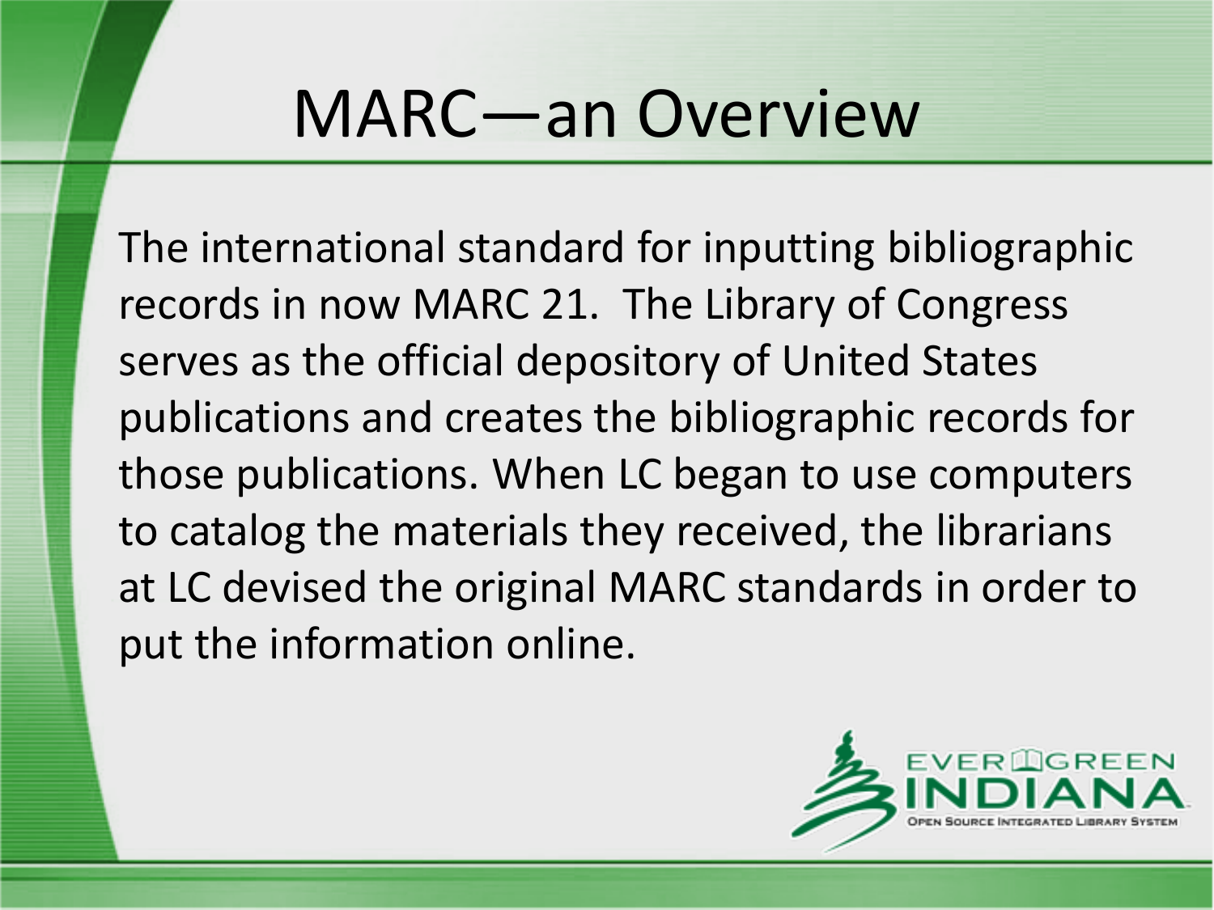# MARC—an Overview

The international standard for inputting bibliographic records in now MARC 21. The Library of Congress serves as the official depository of United States publications and creates the bibliographic records for those publications. When LC began to use computers to catalog the materials they received, the librarians at LC devised the original MARC standards in order to put the information online.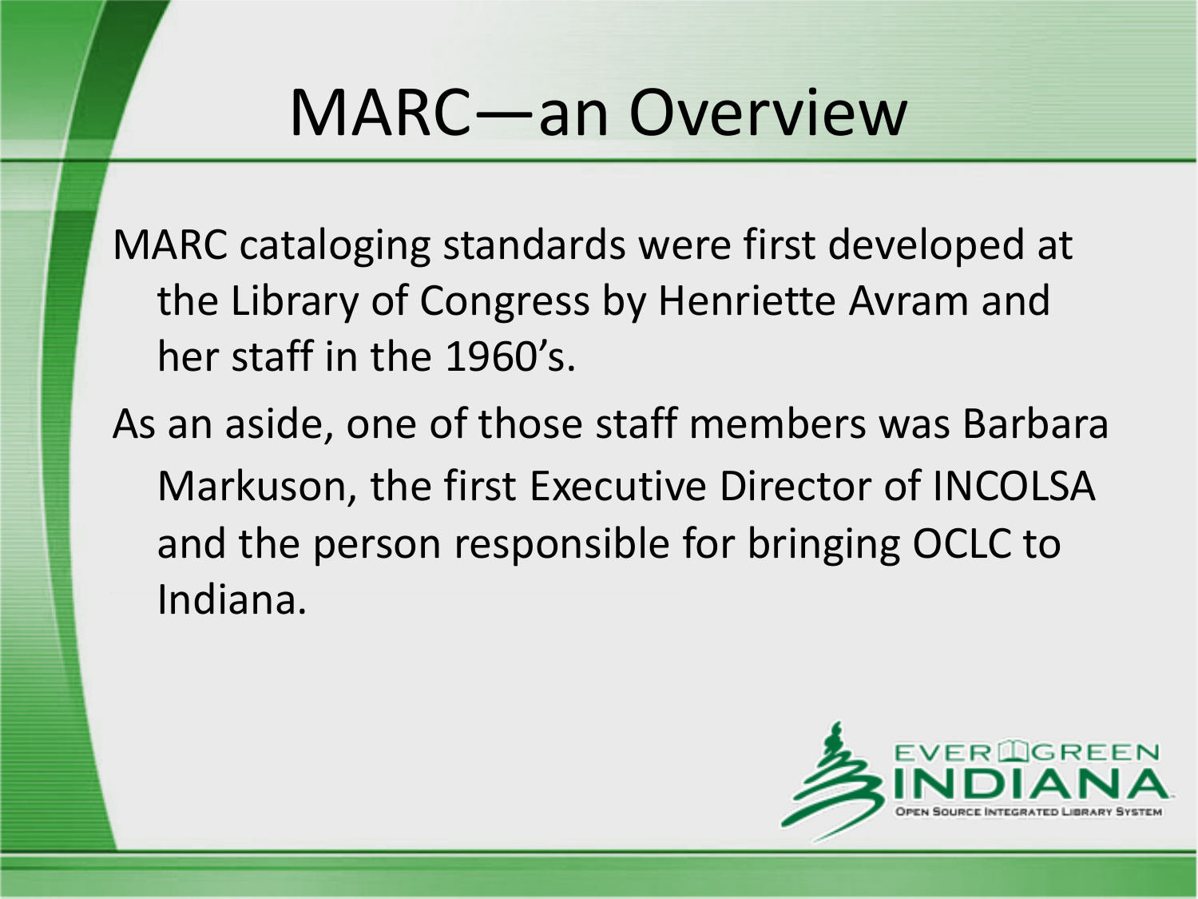# MARC—an Overview

MARC cataloging standards were first developed at the Library of Congress by Henriette Avram and her staff in the 1960's.

As an aside, one of those staff members was Barbara Markuson, the first Executive Director of INCOLSA and the person responsible for bringing OCLC to Indiana.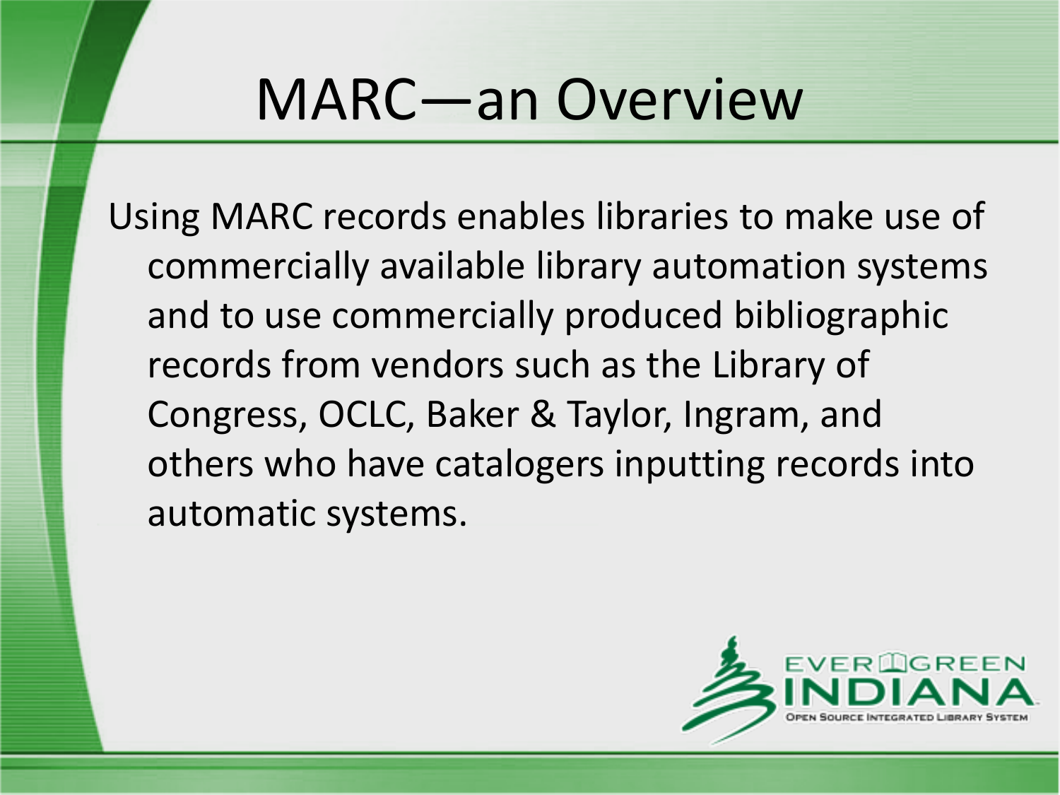# MARC—an Overview

Using MARC records enables libraries to make use of commercially available library automation systems and to use commercially produced bibliographic records from vendors such as the Library of Congress, OCLC, Baker & Taylor, Ingram, and others who have catalogers inputting records into automatic systems.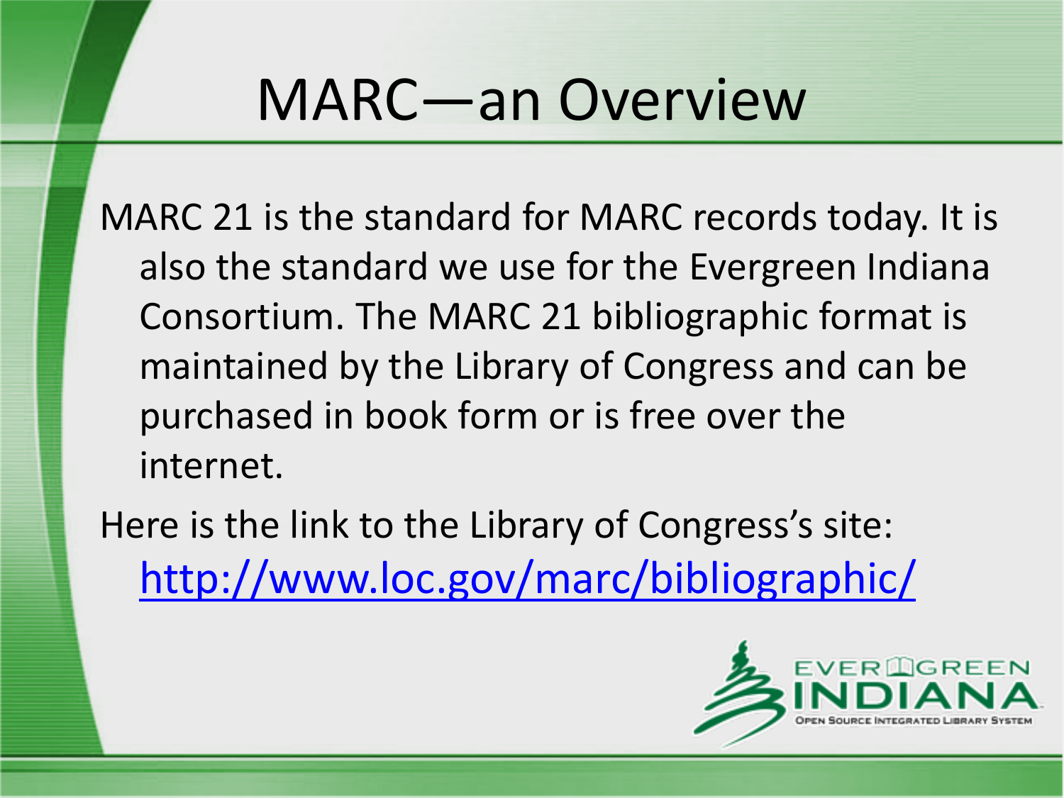# MARC—an Overview

MARC 21 is the standard for MARC records today. It is also the standard we use for the Evergreen Indiana Consortium. The MARC 21 bibliographic format is maintained by the Library of Congress and can be purchased in book form or is free over the internet.

Here is the link to the Library of Congress's site: [http://www.loc.gov/marc/bibliographic/](http://www.loc.gov/marc/bibliographic/)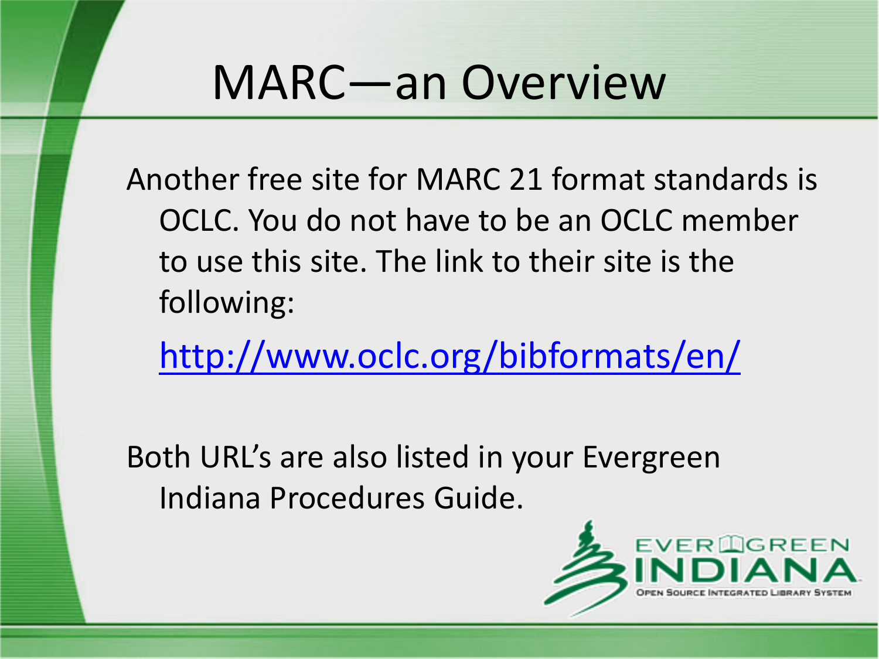# MARC—an Overview

Another free site for MARC 21 format standards is OCLC. You do not have to be an OCLC member to use this site. The link to their site is the following:

http://www.oclc.org/bibformats/en/

Both URL's are also listed in your Evergreen Indiana Procedures Guide.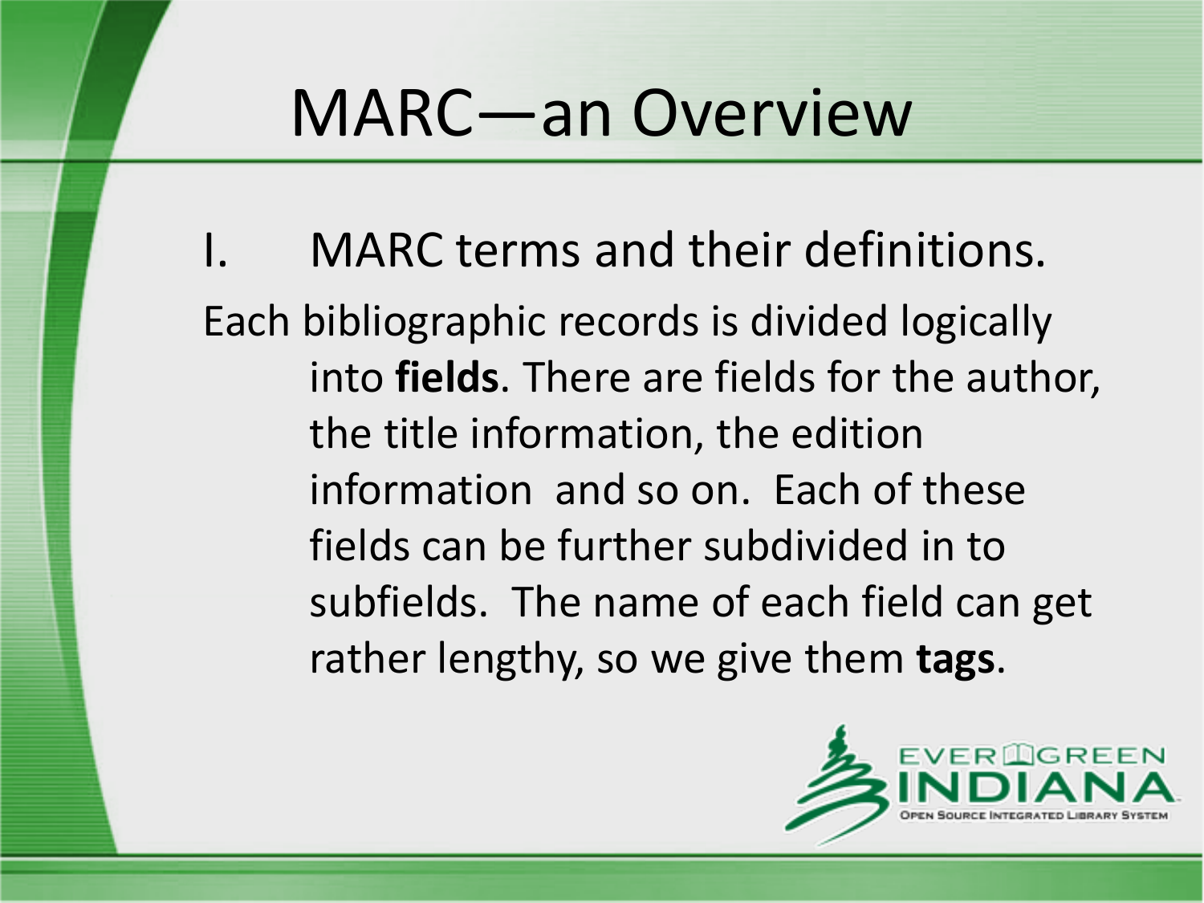# MARC—an Overview

I. MARC terms and their definitions.

Each bibliographic records is divided logically into **fields**. There are fields for the author, the title information, the edition information and so on. Each of these fields can be further subdivided in to subfields. The name of each field can get rather lengthy, so we give them **tags**.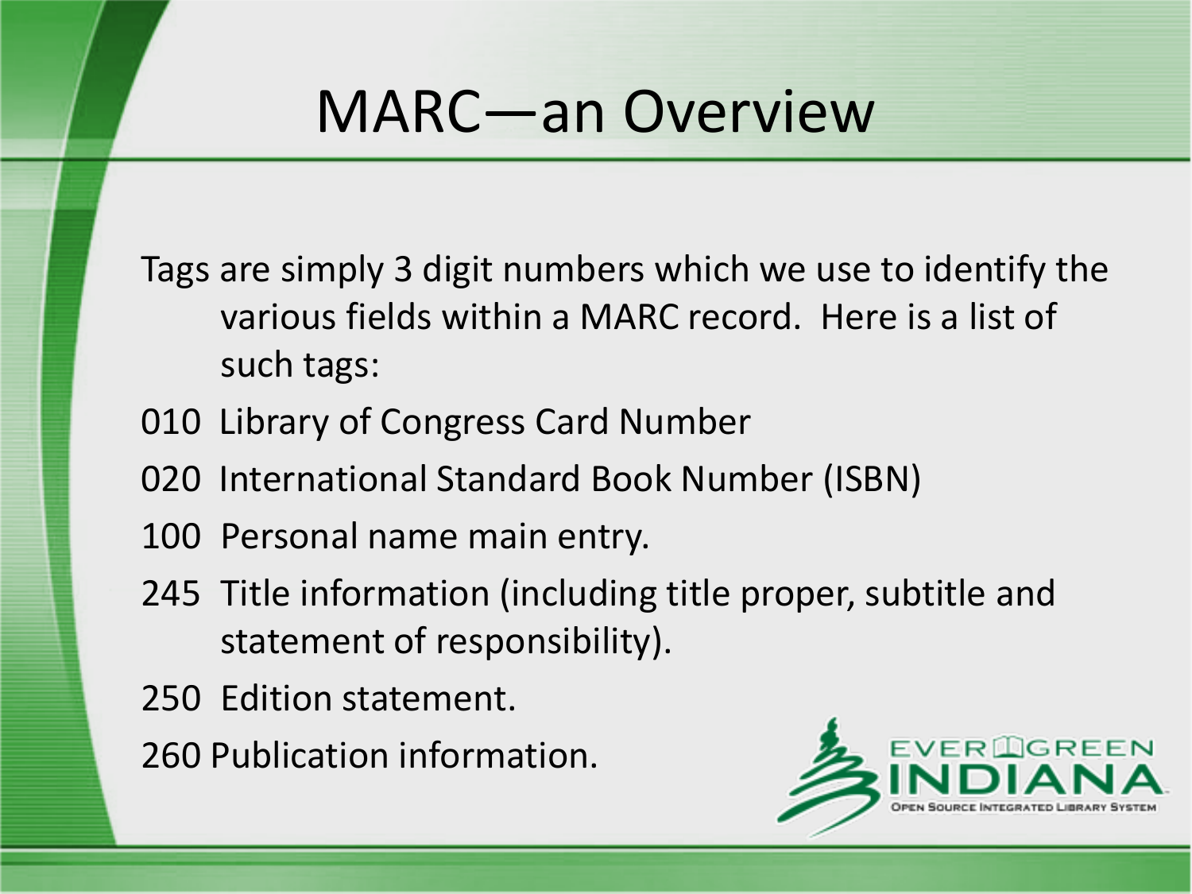# MARC—an Overview

Tags are simply 3 digit numbers which we use to identify the various fields within a MARC record. Here is a list of such tags:

010 Library of Congress Card Number

020 International Standard Book Number (ISBN)

100 Personal name main entry.

245 Title information (including title proper, subtitle and statement of responsibility).

250 Edition statement.

260 Publication information.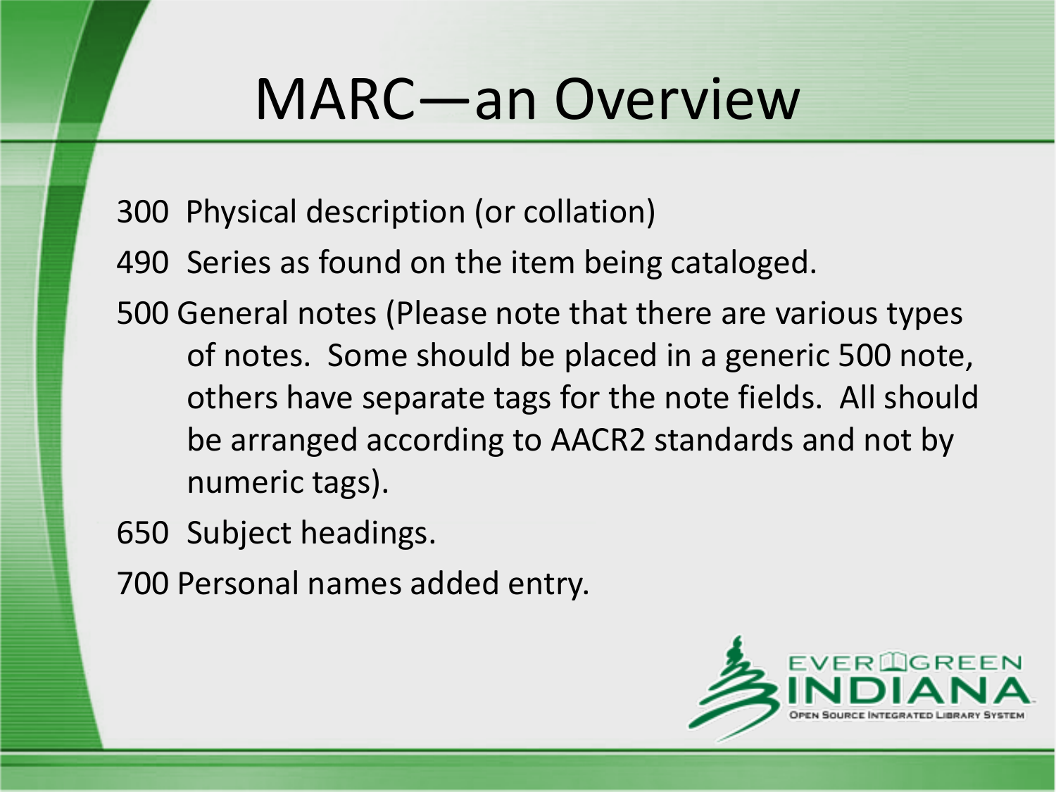# MARC—an Overview

300 Physical description (or collation)

490 Series as found on the item being cataloged.

500 General notes (Please note that there are various types of notes. Some should be placed in a generic 500 note, others have separate tags for the note fields. All should be arranged according to AACR2 standards and not by numeric tags).

650 Subject headings.

700 Personal names added entry.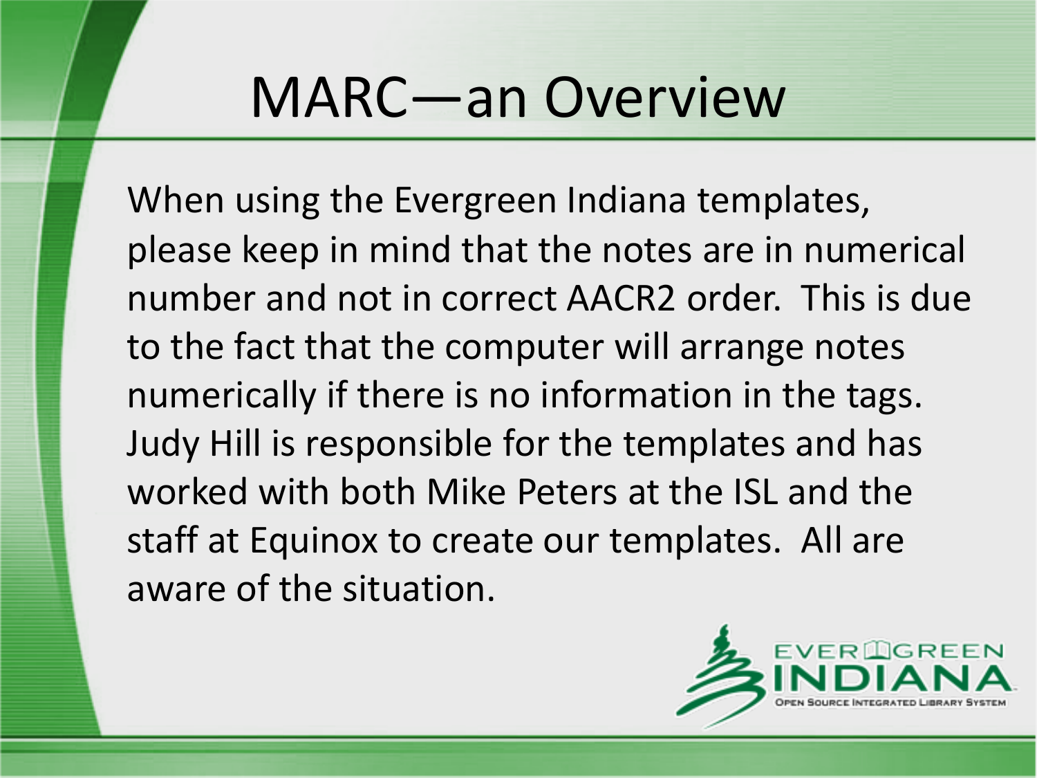# MARC—an Overview

When using the Evergreen Indiana templates, please keep in mind that the notes are in numerical number and not in correct AACR2 order. This is due to the fact that the computer will arrange notes numerically if there is no information in the tags. Judy Hill is responsible for the templates and has worked with both Mike Peters at the ISL and the staff at Equinox to create our templates. All are aware of the situation.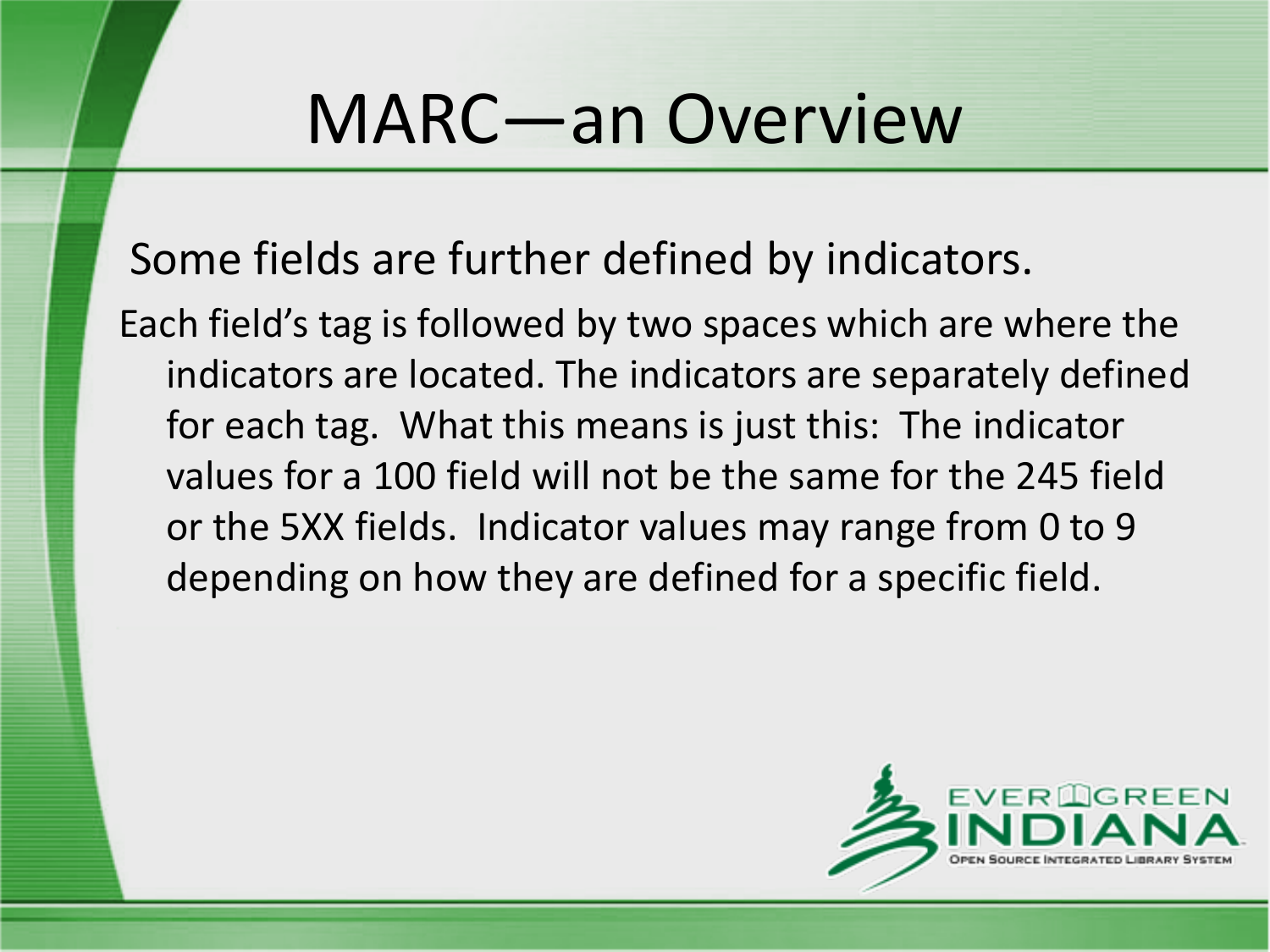# MARC—an Overview

Some fields are further defined by indicators.

Each field's tag is followed by two spaces which are where the indicators are located. The indicators are separately defined for each tag. What this means is just this: The indicator values for a 100 field will not be the same for the 245 field or the 5XX fields. Indicator values may range from 0 to 9 depending on how they are defined for a specific field.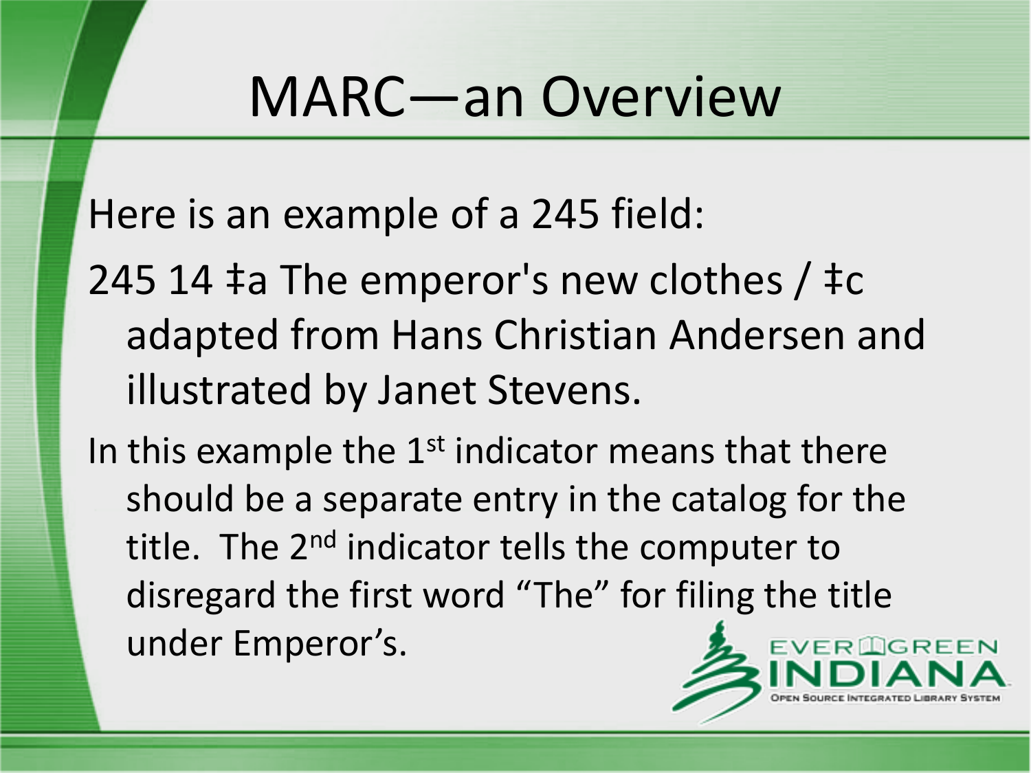# MARC—an Overview

Here is an example of a 245 field:

245 14 ‡a The emperor's new clothes / ‡c adapted from Hans Christian Andersen and illustrated by Janet Stevens.

In this example the 1st indicator means that there should be a separate entry in the catalog for the title. The 2nd indicator tells the computer to disregard the first word "The" for filing the title under Emperor's.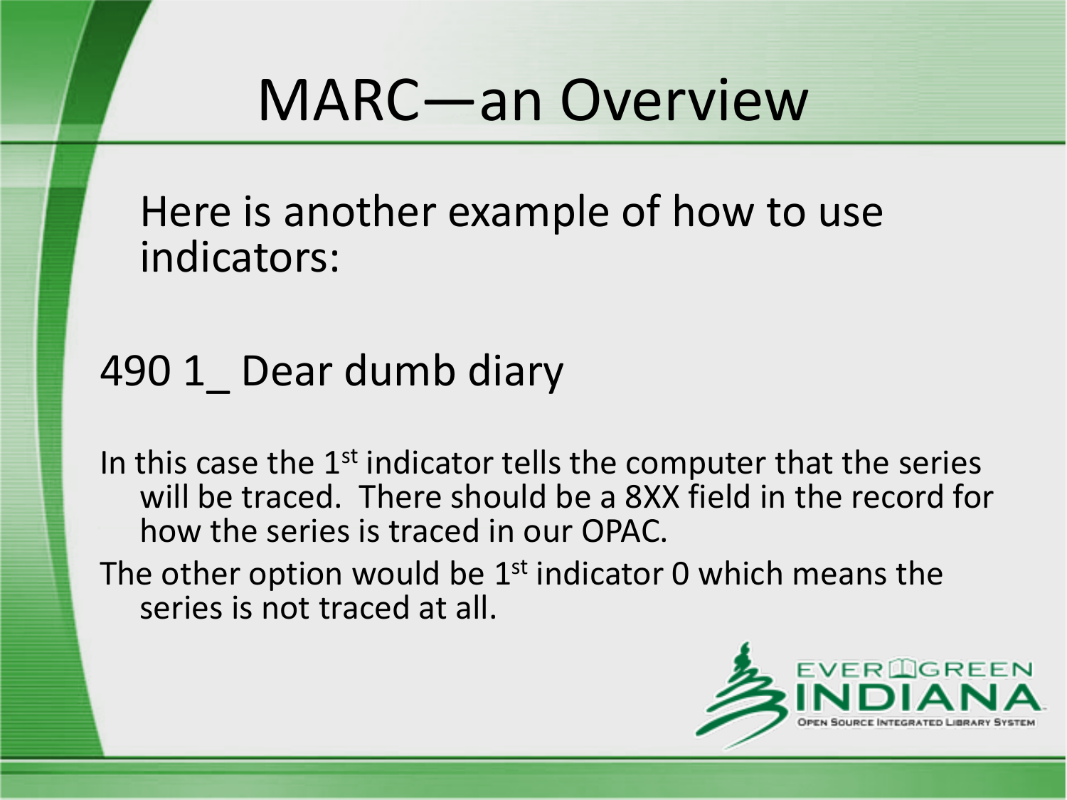# MARC—an Overview

Here is another example of how to use indicators:

490 1_ Dear dumb diary

In this case the 1st indicator tells the computer that the series will be traced. There should be a 8XX field in the record for how the series is traced in our OPAC.

The other option would be 1st indicator 0 which means the series is not traced at all.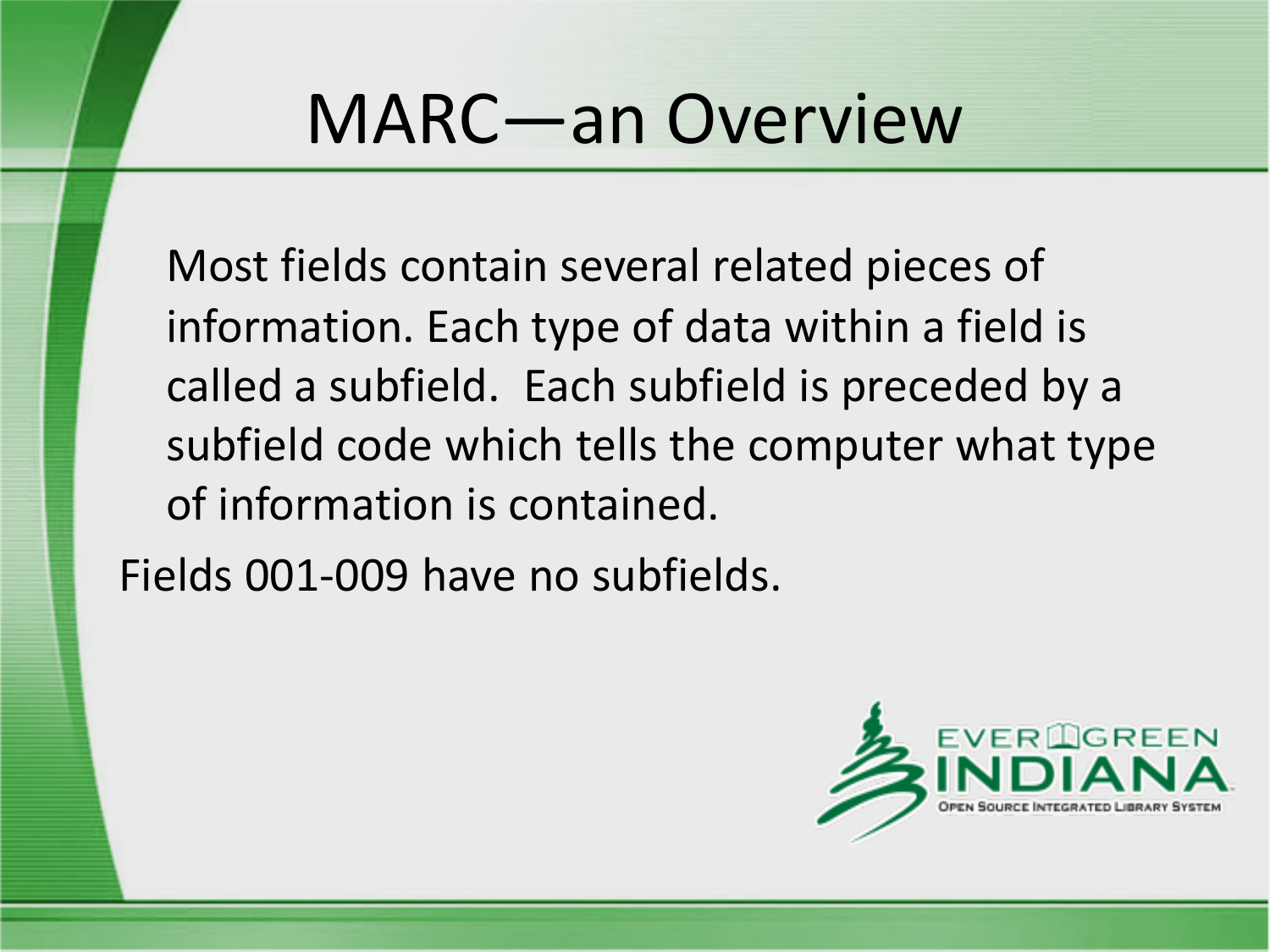# MARC—an Overview

Most fields contain several related pieces of information. Each type of data within a field is called a subfield. Each subfield is preceded by a subfield code which tells the computer what type of information is contained.

Fields 001-009 have no subfields.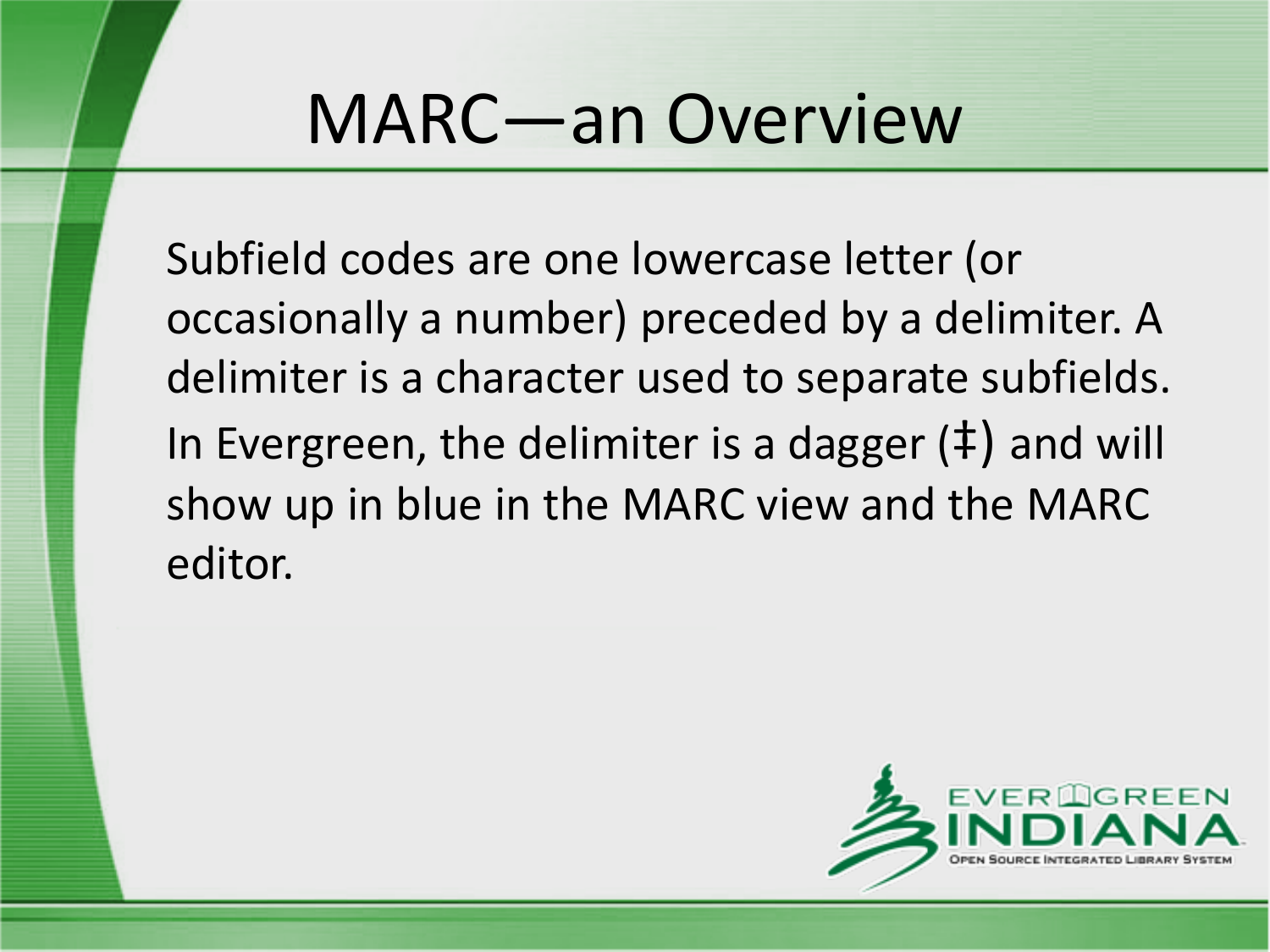# MARC—an Overview

Subfield codes are one lowercase letter (or occasionally a number) preceded by a delimiter. A delimiter is a character used to separate subfields. In Evergreen, the delimiter is a dagger (‡) and will show up in blue in the MARC view and the MARC editor.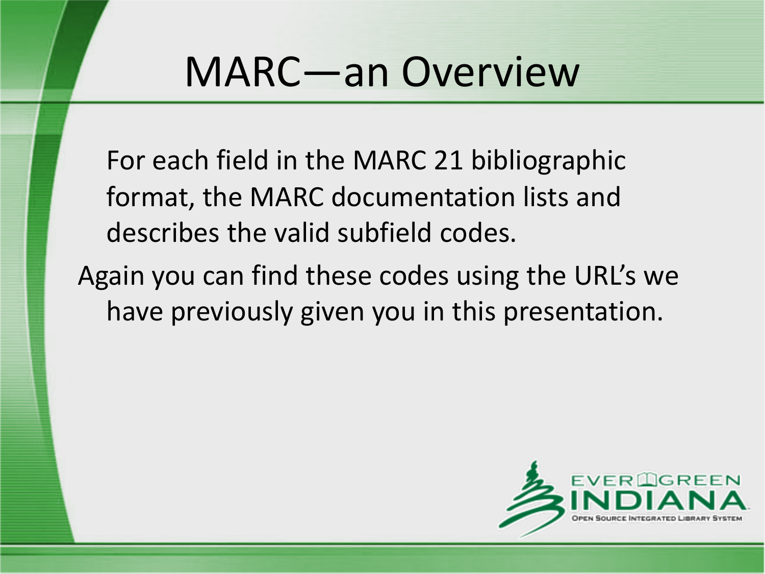# MARC—an Overview

For each field in the MARC 21 bibliographic format, the MARC documentation lists and describes the valid subfield codes.

Again you can find these codes using the URL's we have previously given you in this presentation.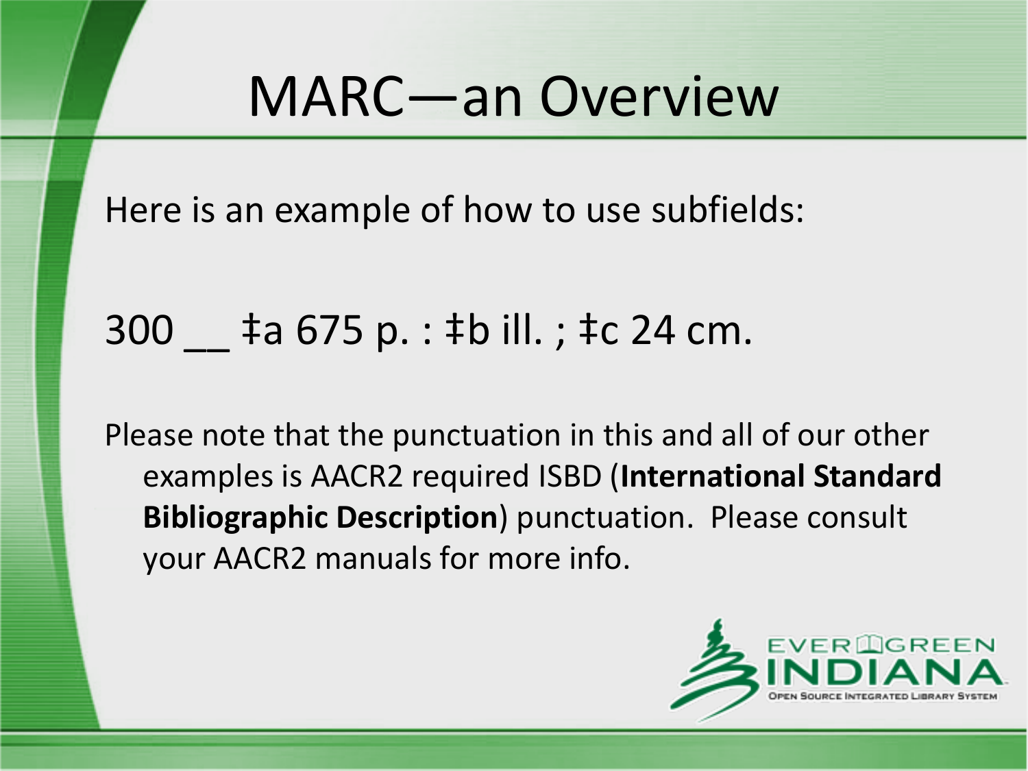# MARC—an Overview

Here is an example of how to use subfields:

300 __ ‡a 675 p. : ‡b ill. ; ‡c 24 cm.

Please note that the punctuation in this and all of our other examples is AACR2 required ISBD (**International Standard Bibliographic Description**) punctuation. Please consult your AACR2 manuals for more info.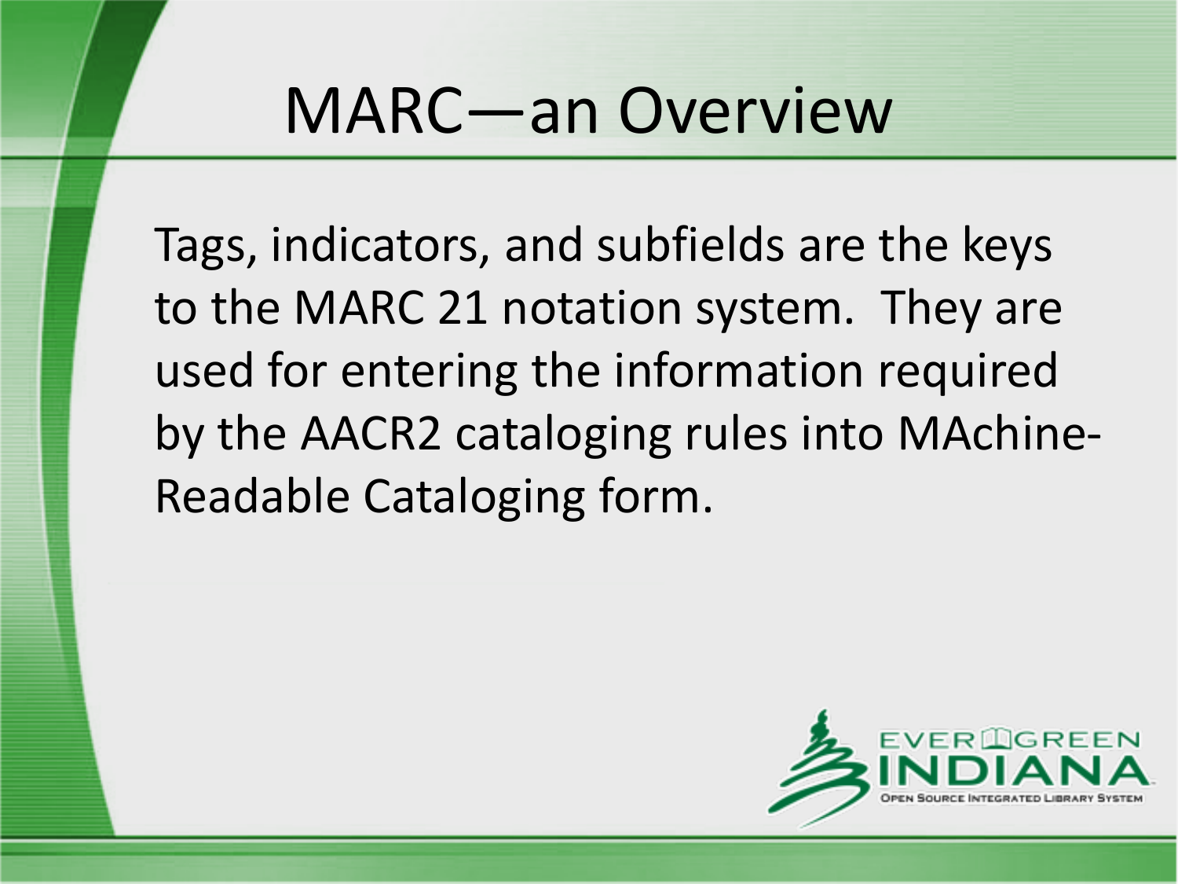# MARC—an Overview

Tags, indicators, and subfields are the keys to the MARC 21 notation system. They are used for entering the information required by the AACR2 cataloging rules into MAchine-Readable Cataloging form.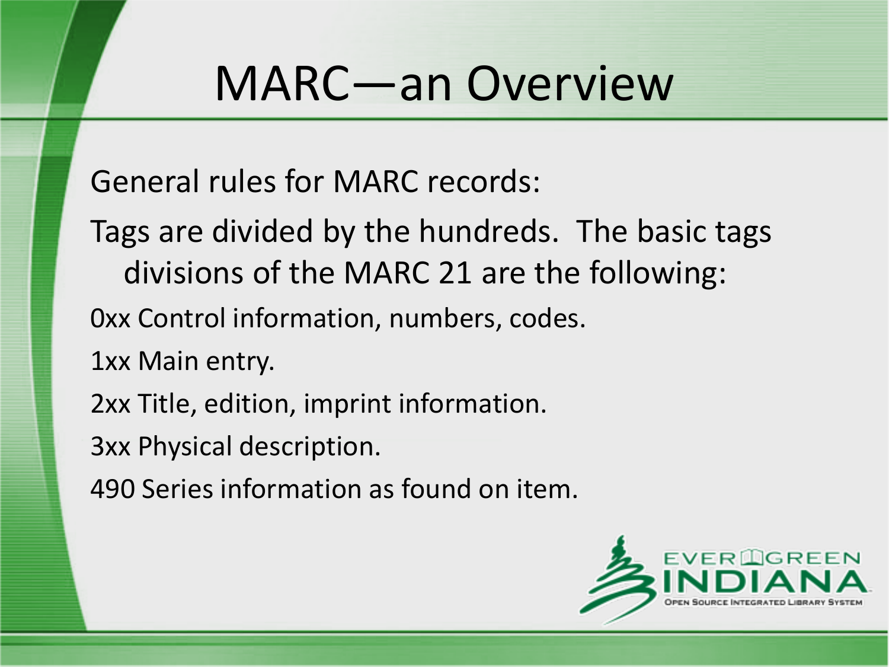# MARC—an Overview

General rules for MARC records:

Tags are divided by the hundreds. The basic tags divisions of the MARC 21 are the following:

0xx Control information, numbers, codes.

1xx Main entry.

2xx Title, edition, imprint information.

3xx Physical description.

490 Series information as found on item.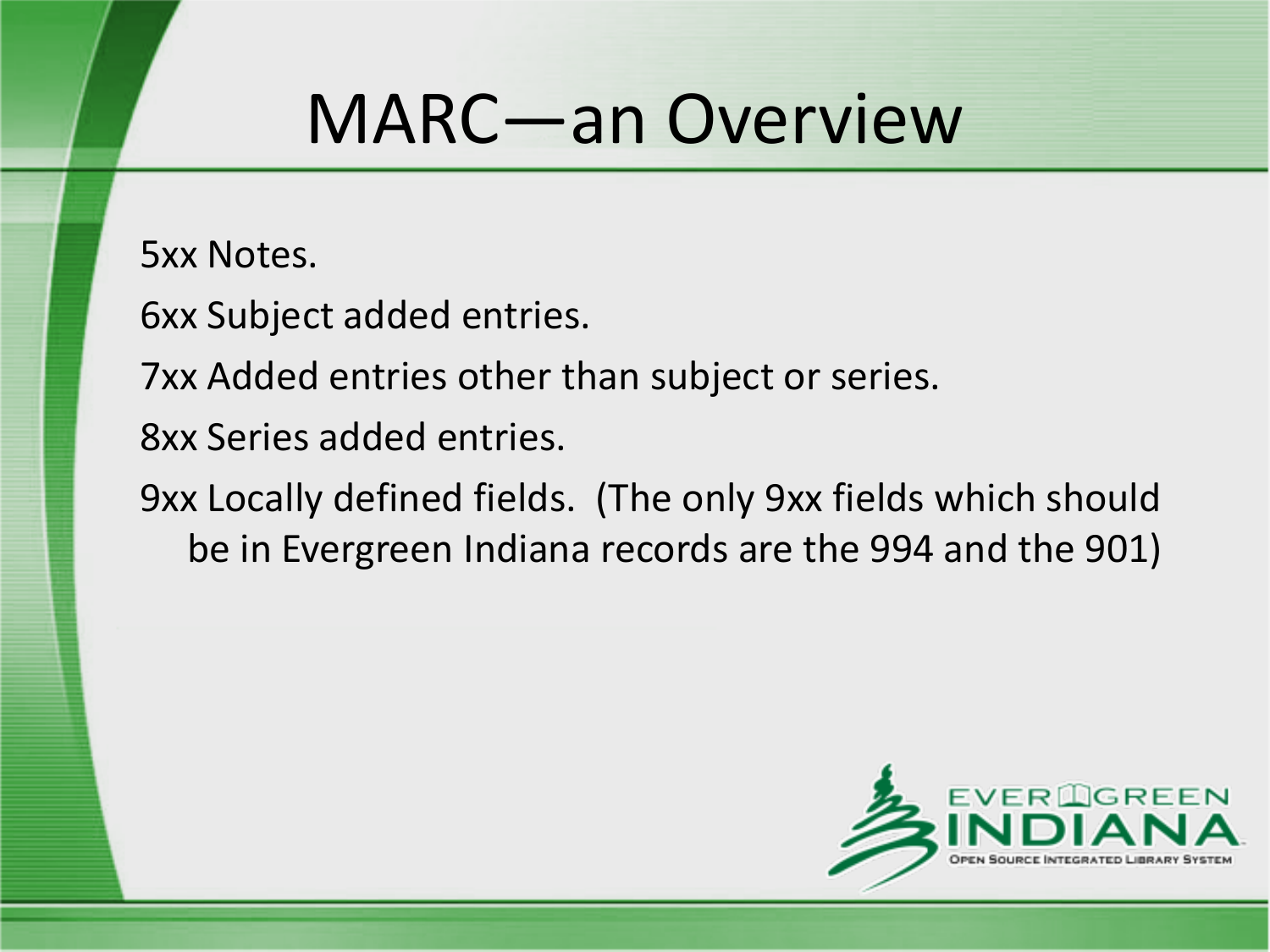# MARC—an Overview

5xx Notes.

6xx Subject added entries.

7xx Added entries other than subject or series.

8xx Series added entries.

9xx Locally defined fields. (The only 9xx fields which should be in Evergreen Indiana records are the 994 and the 901)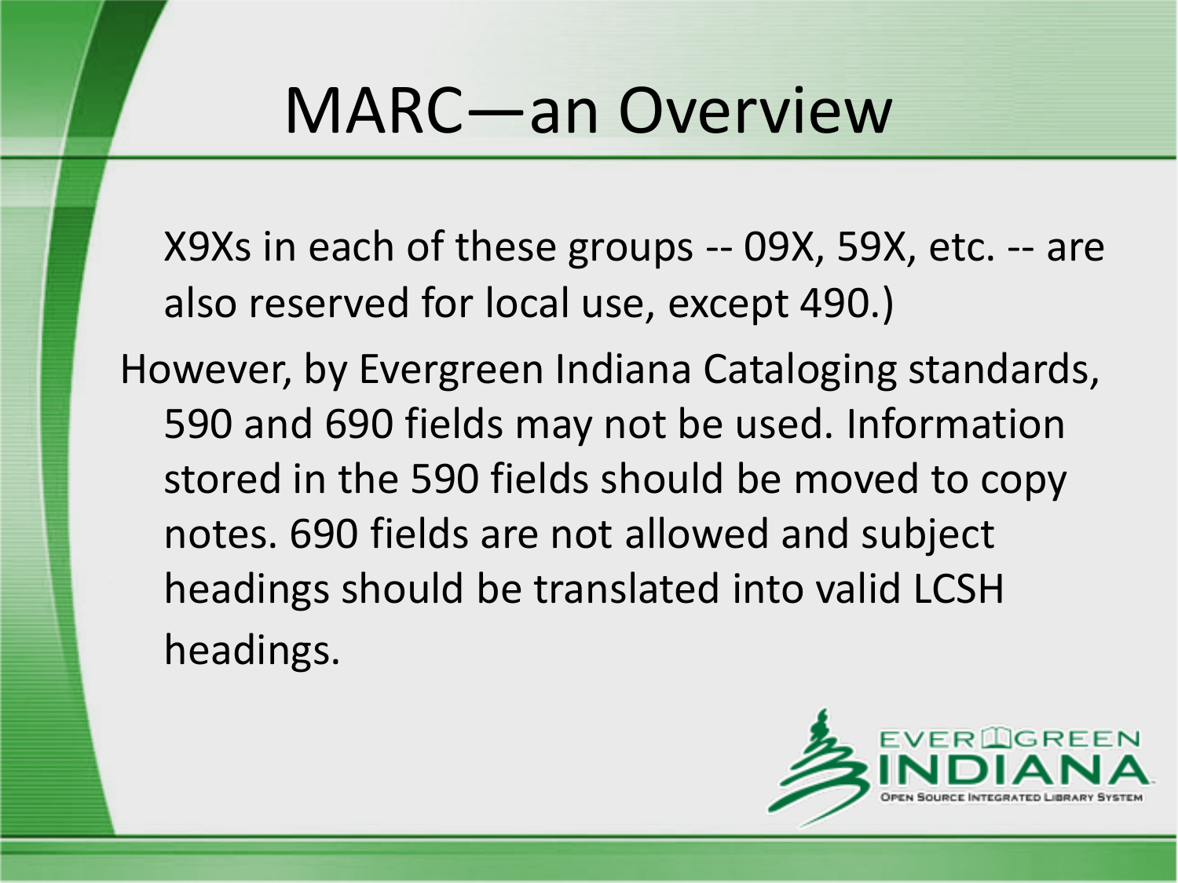# MARC—an Overview

X9Xs in each of these groups -- 09X, 59X, etc. -- are also reserved for local use, except 490.)

However, by Evergreen Indiana Cataloging standards, 590 and 690 fields may not be used. Information stored in the 590 fields should be moved to copy notes. 690 fields are not allowed and subject headings should be translated into valid LCSH headings.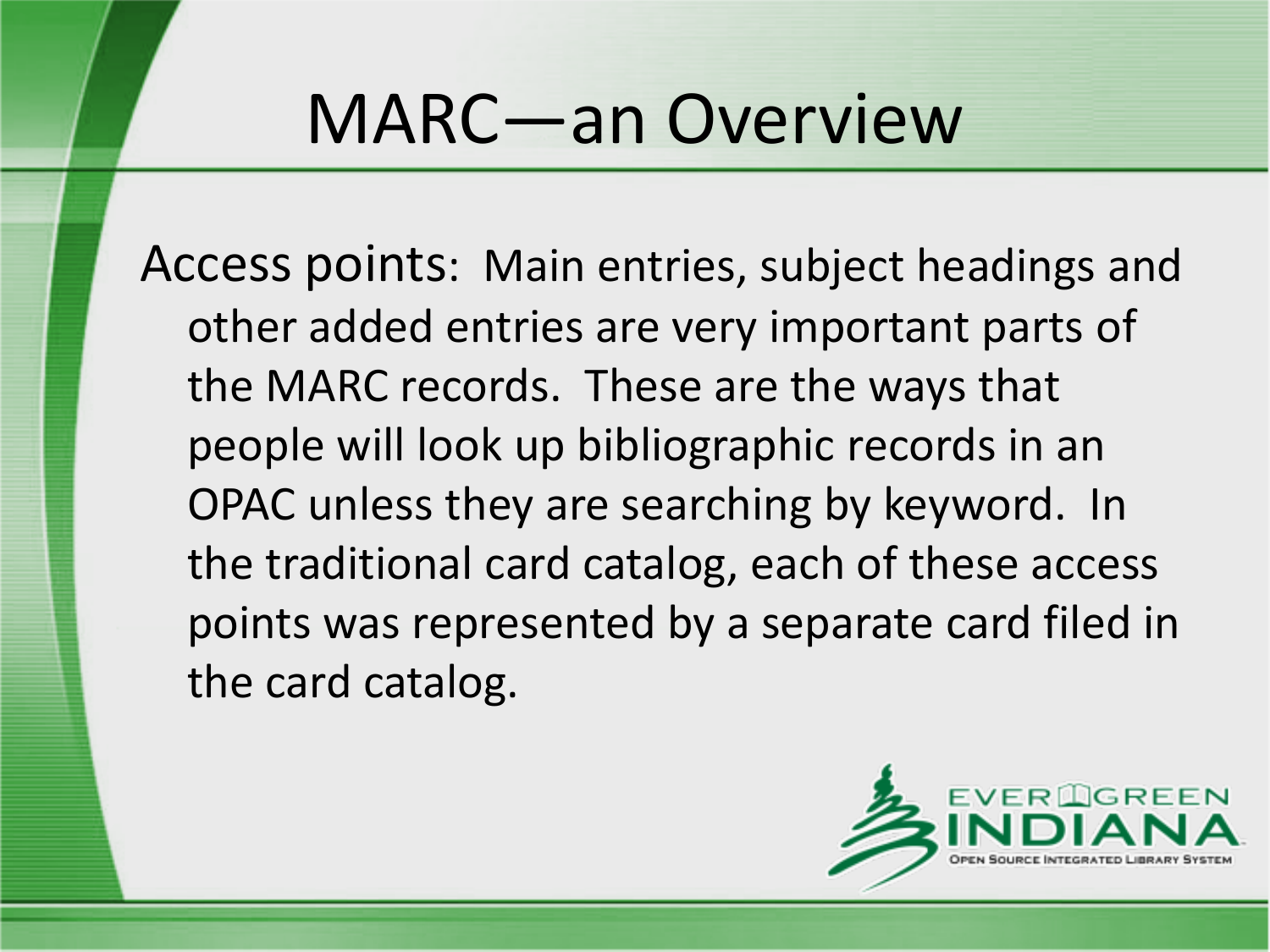# MARC—an Overview

Access points: Main entries, subject headings and other added entries are very important parts of the MARC records. These are the ways that people will look up bibliographic records in an OPAC unless they are searching by keyword. In the traditional card catalog, each of these access points was represented by a separate card filed in the card catalog.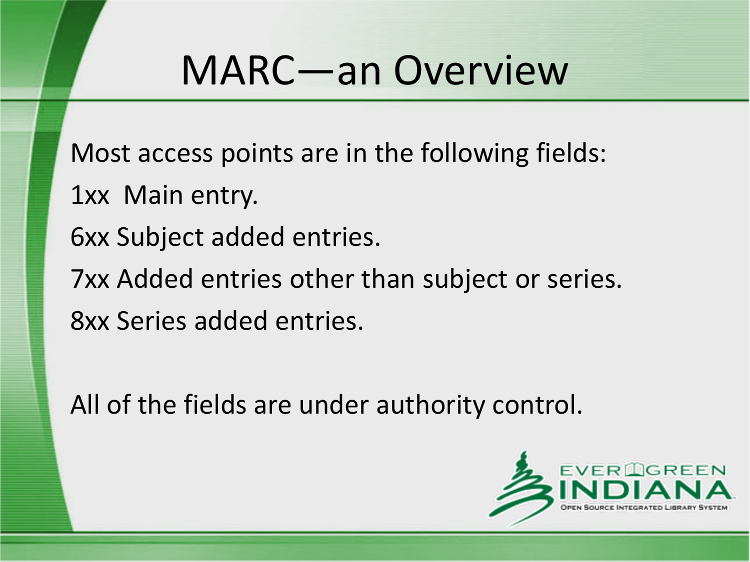# MARC—an Overview

Most access points are in the following fields:

1xx  Main entry.

6xx Subject added entries.

7xx Added entries other than subject or series.

8xx Series added entries.

All of the fields are under authority control.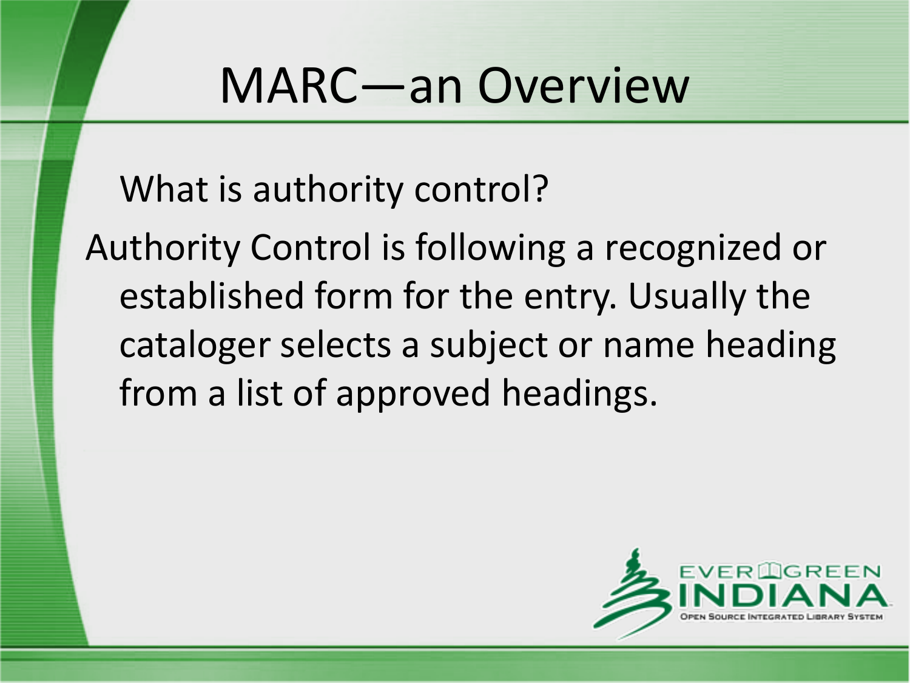# MARC—an Overview

What is authority control?

Authority Control is following a recognized or established form for the entry. Usually the cataloger selects a subject or name heading from a list of approved headings.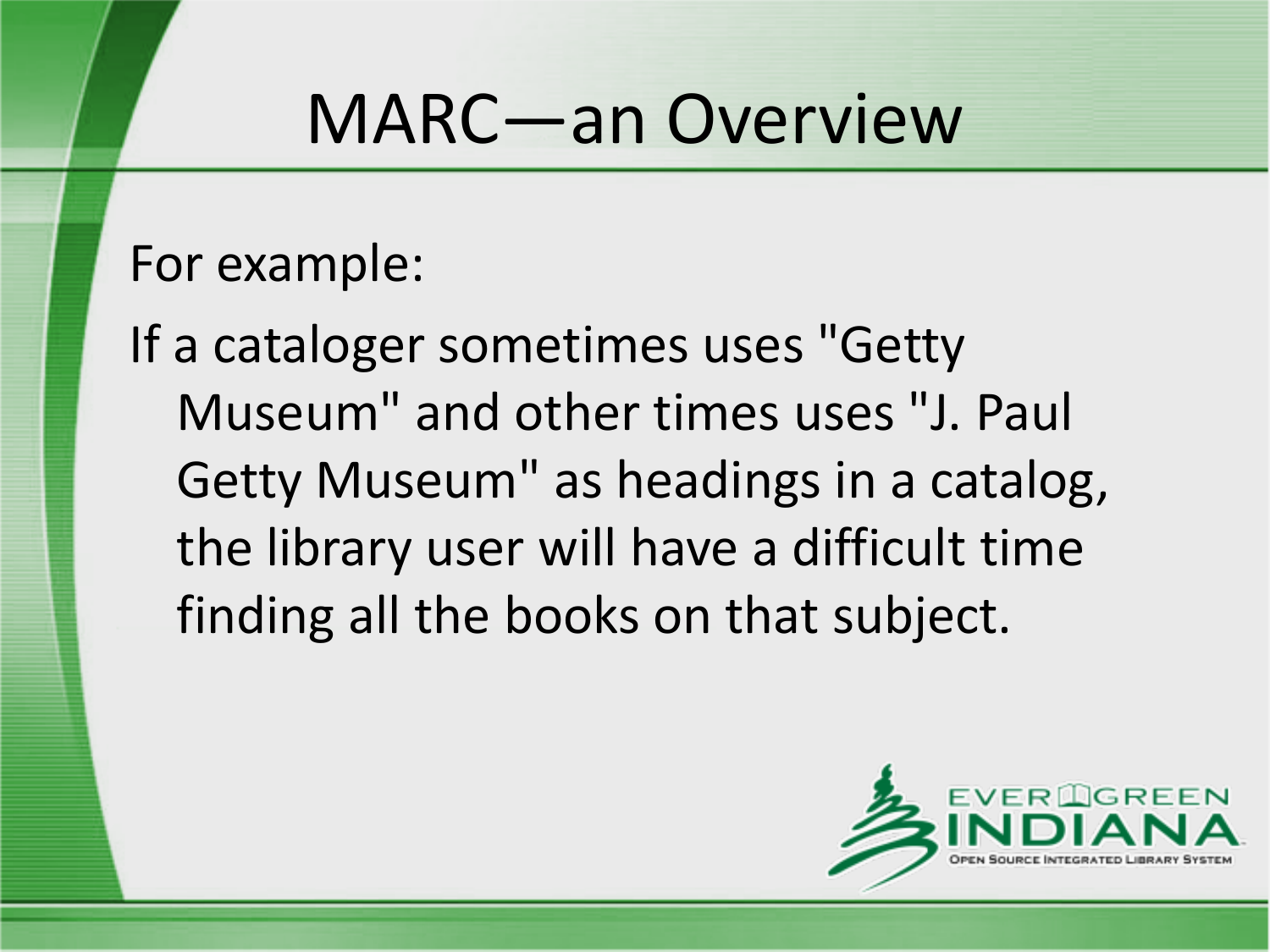# MARC—an Overview

For example:

If a cataloger sometimes uses "Getty Museum" and other times uses "J. Paul Getty Museum" as headings in a catalog, the library user will have a difficult time finding all the books on that subject.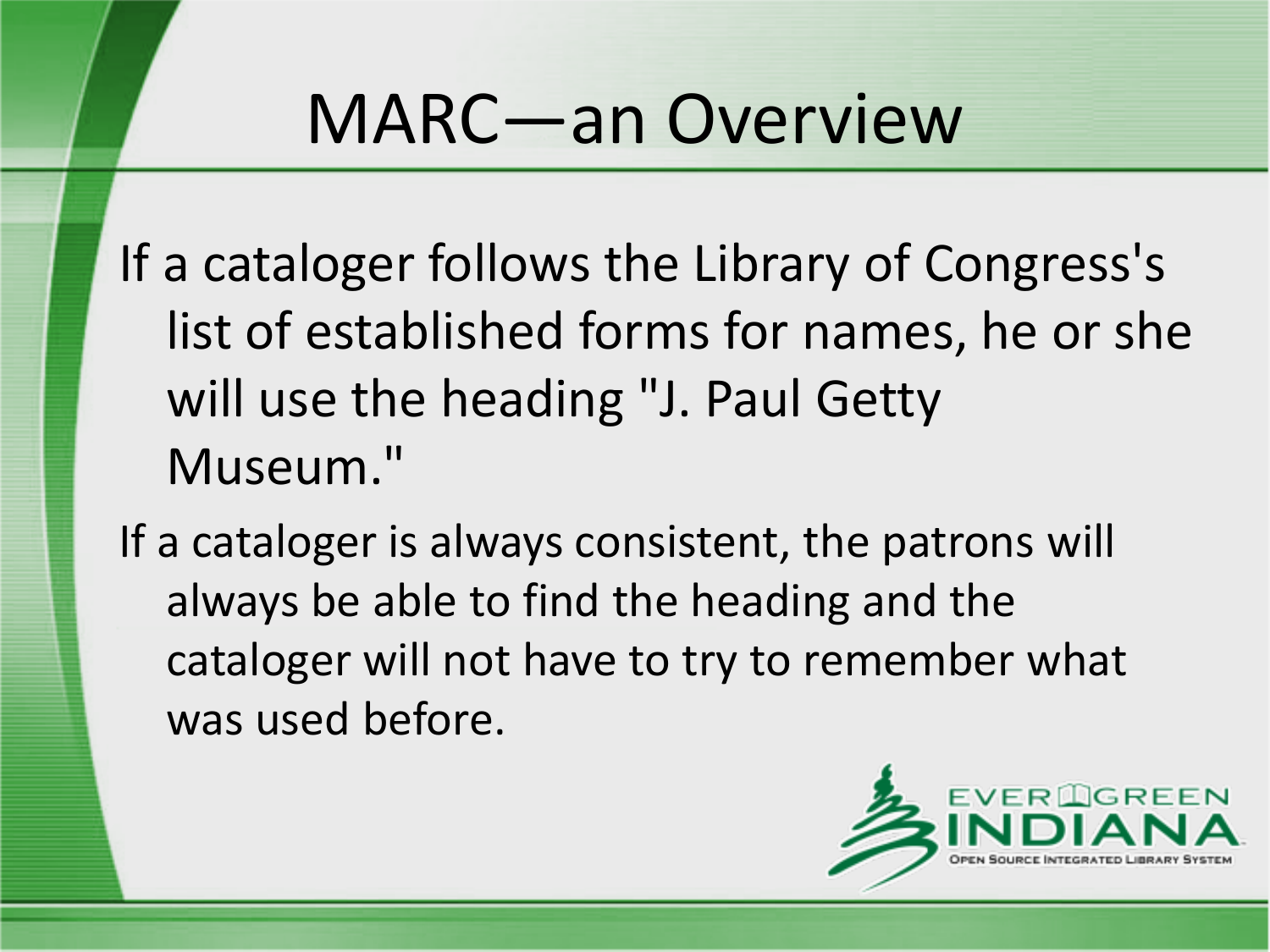# MARC—an Overview

If a cataloger follows the Library of Congress's list of established forms for names, he or she will use the heading "J. Paul Getty Museum."

If a cataloger is always consistent, the patrons will always be able to find the heading and the cataloger will not have to try to remember what was used before.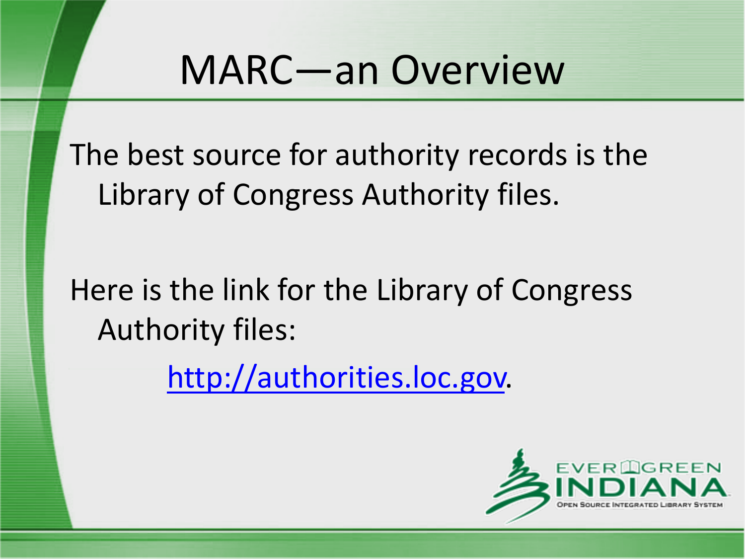# MARC—an Overview

The best source for authority records is the Library of Congress Authority files.

Here is the link for the Library of Congress Authority files:

[http://authorities.loc.gov](http://authorities.loc.gov).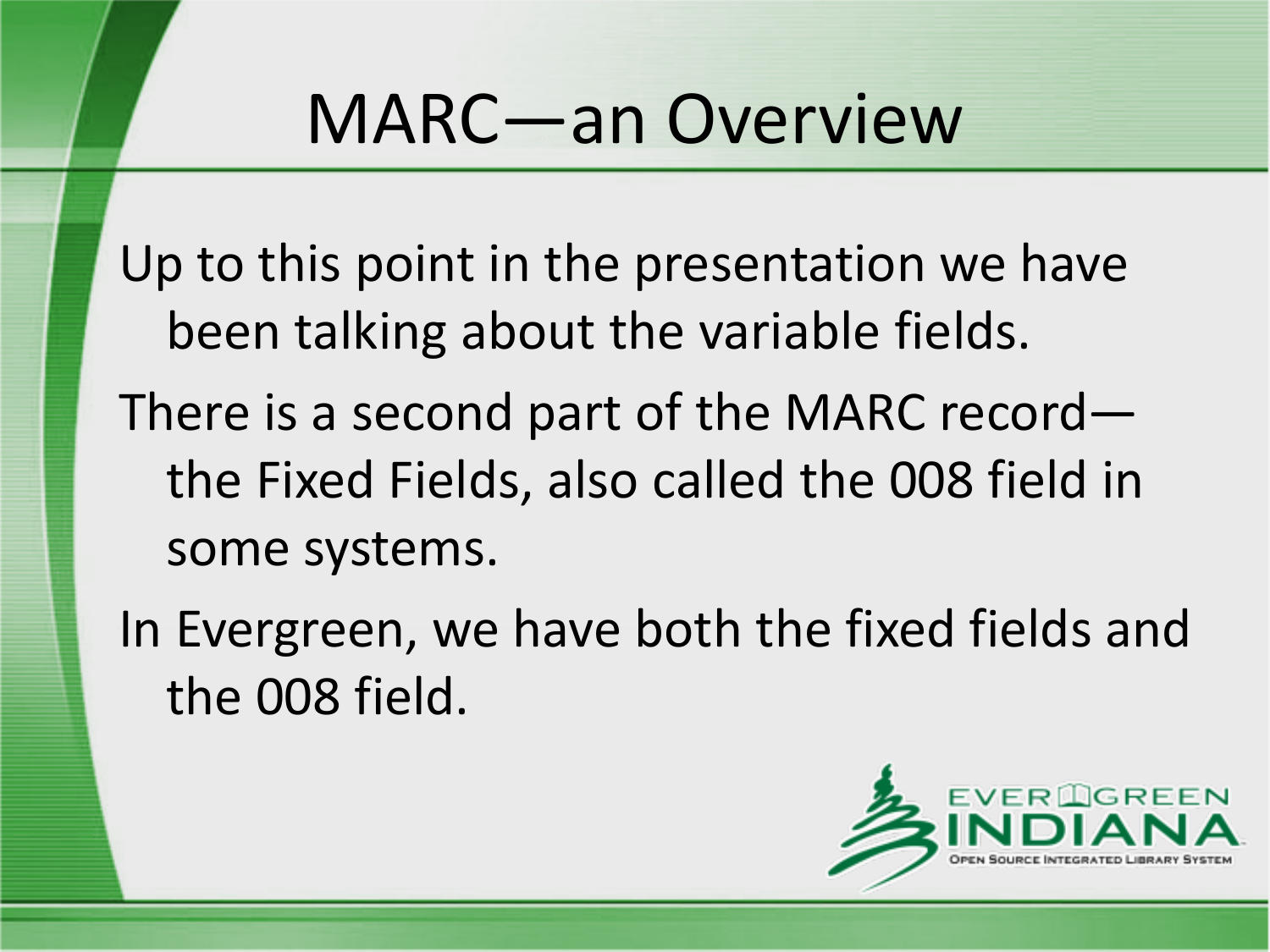# MARC—an Overview

Up to this point in the presentation we have been talking about the variable fields.

There is a second part of the MARC record—the Fixed Fields, also called the 008 field in some systems.

In Evergreen, we have both the fixed fields and the 008 field.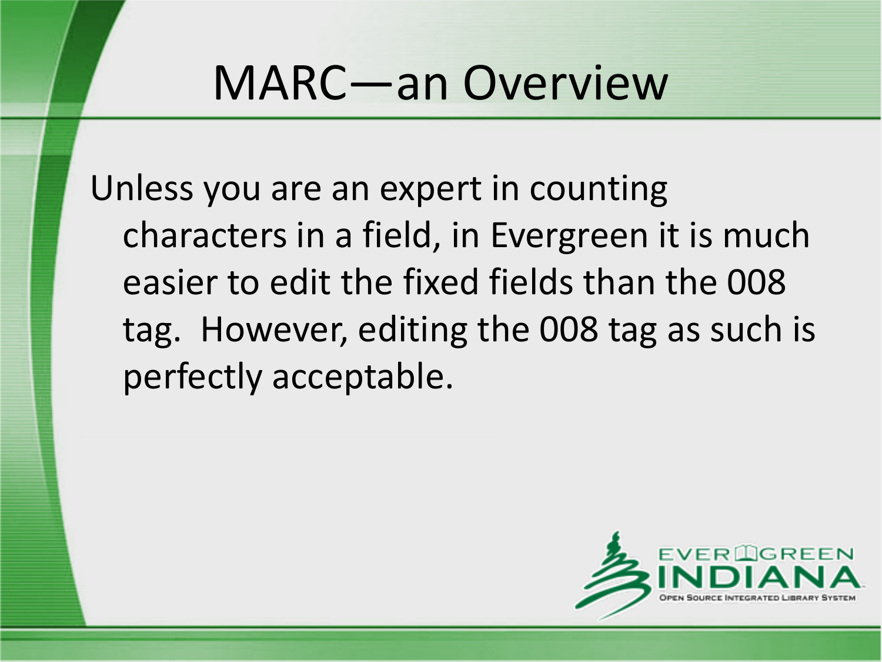# MARC—an Overview

Unless you are an expert in counting characters in a field, in Evergreen it is much easier to edit the fixed fields than the 008 tag. However, editing the 008 tag as such is perfectly acceptable.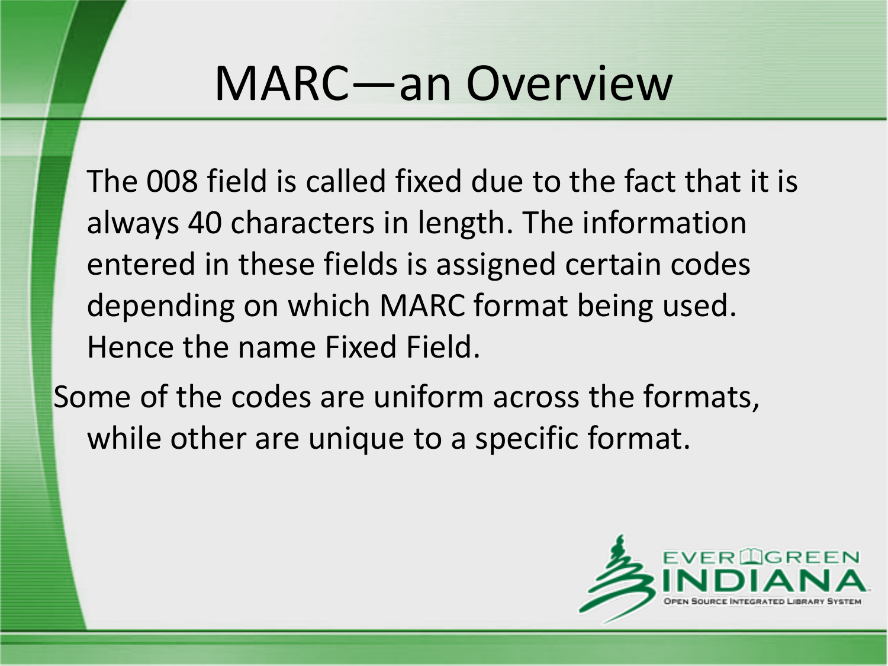# MARC—an Overview

The 008 field is called fixed due to the fact that it is always 40 characters in length. The information entered in these fields is assigned certain codes depending on which MARC format being used. Hence the name Fixed Field.

Some of the codes are uniform across the formats, while other are unique to a specific format.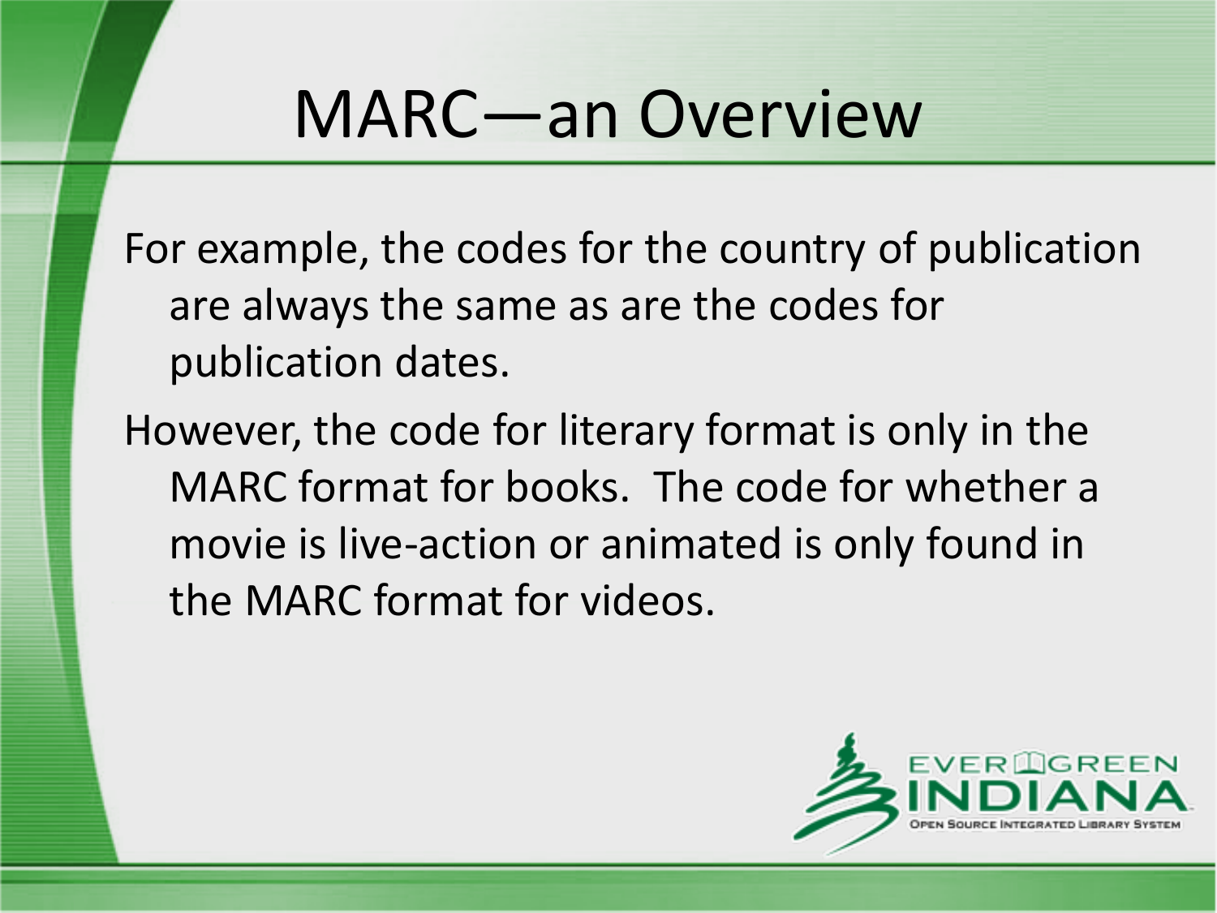# MARC—an Overview

For example, the codes for the country of publication are always the same as are the codes for publication dates.

However, the code for literary format is only in the MARC format for books. The code for whether a movie is live-action or animated is only found in the MARC format for videos.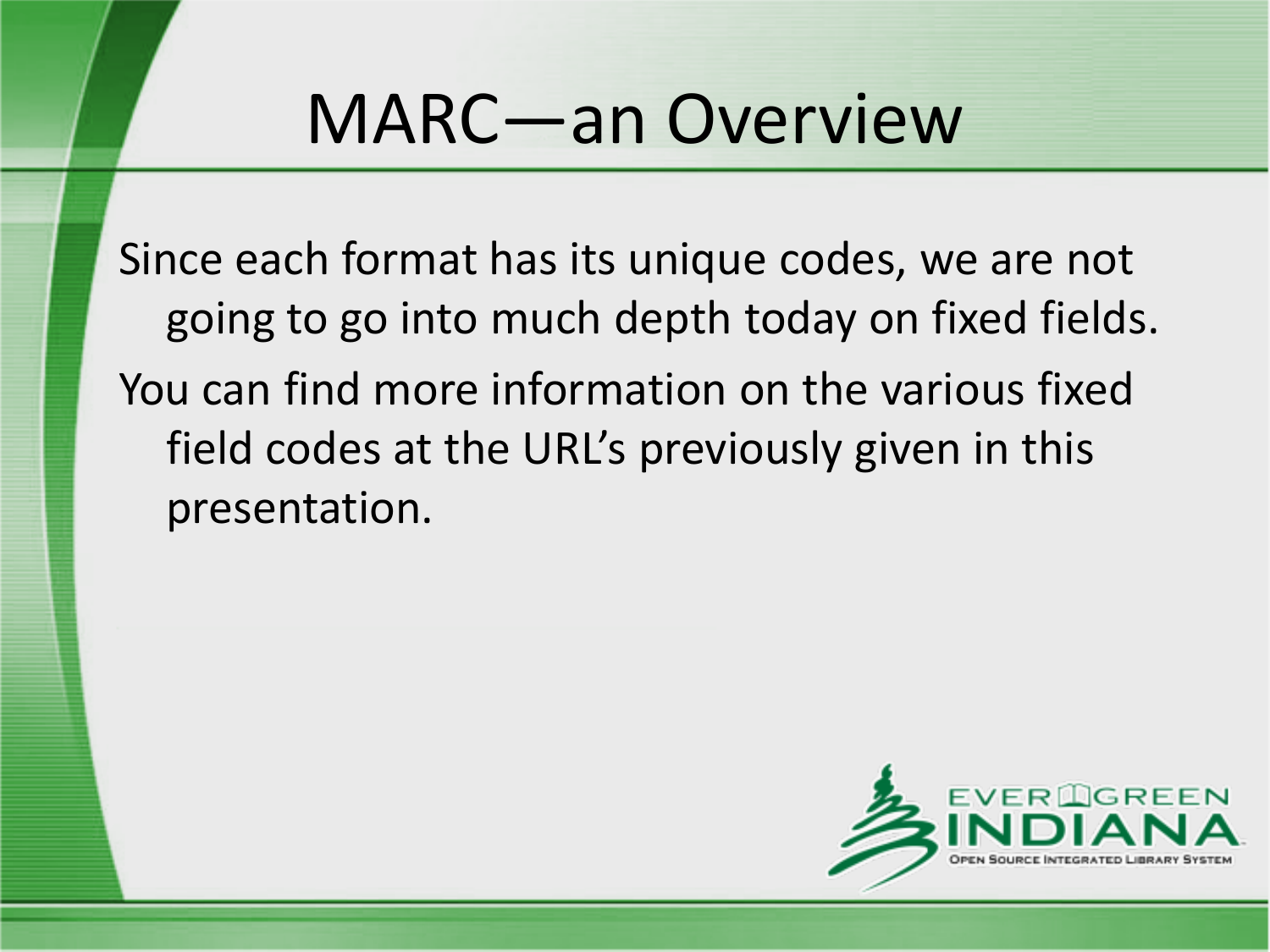# MARC—an Overview

Since each format has its unique codes, we are not going to go into much depth today on fixed fields.

You can find more information on the various fixed field codes at the URL's previously given in this presentation.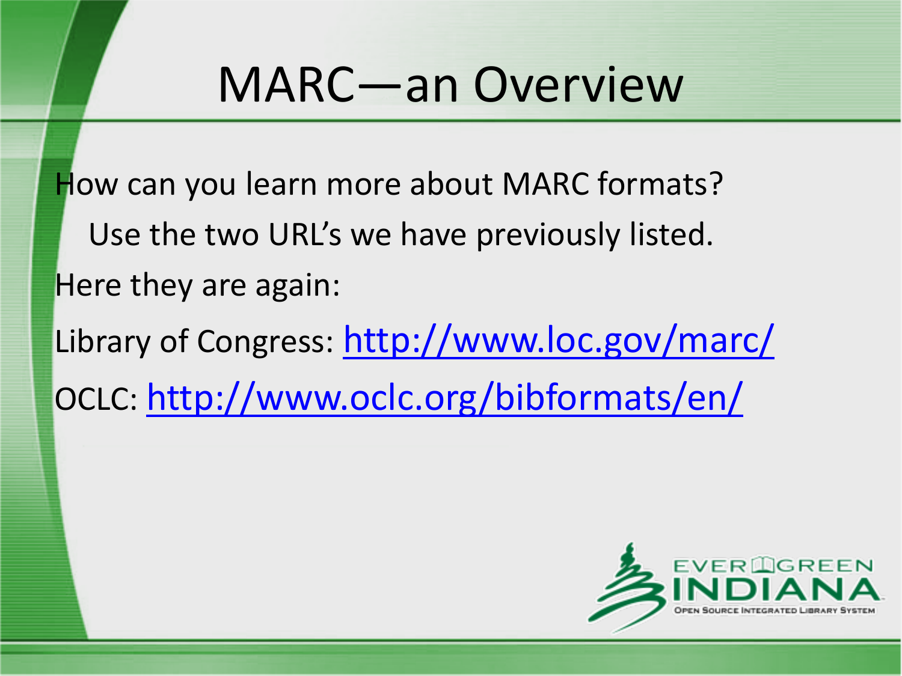# MARC—an Overview

How can you learn more about MARC formats?

Use the two URL's we have previously listed.

Here they are again:

Library of Congress: http://www.loc.gov/marc/

OCLC: http://www.oclc.org/bibformats/en/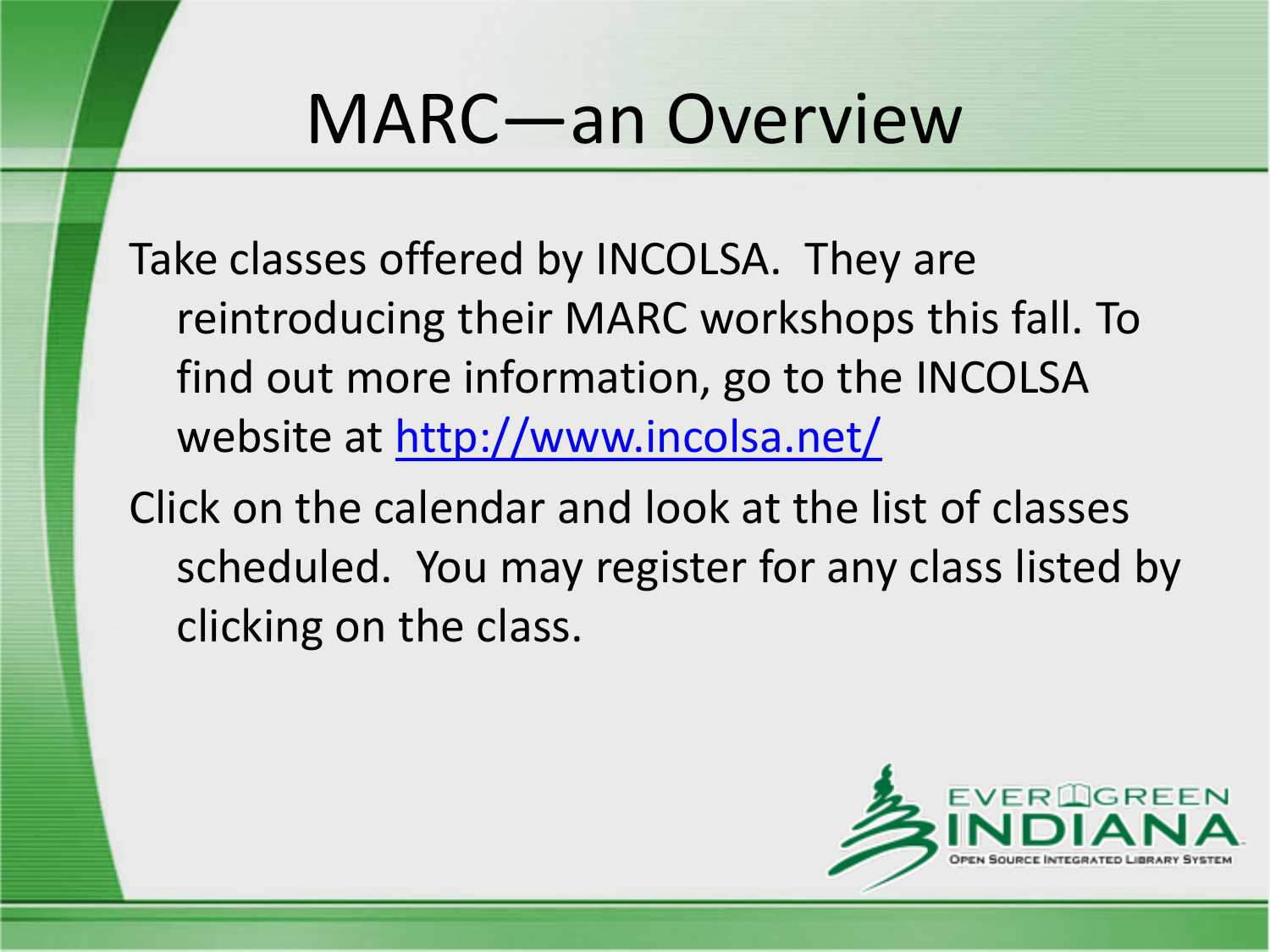# MARC—an Overview

Take classes offered by INCOLSA. They are reintroducing their MARC workshops this fall. To find out more information, go to the INCOLSA website at http://www.incolsa.net/

Click on the calendar and look at the list of classes scheduled. You may register for any class listed by clicking on the class.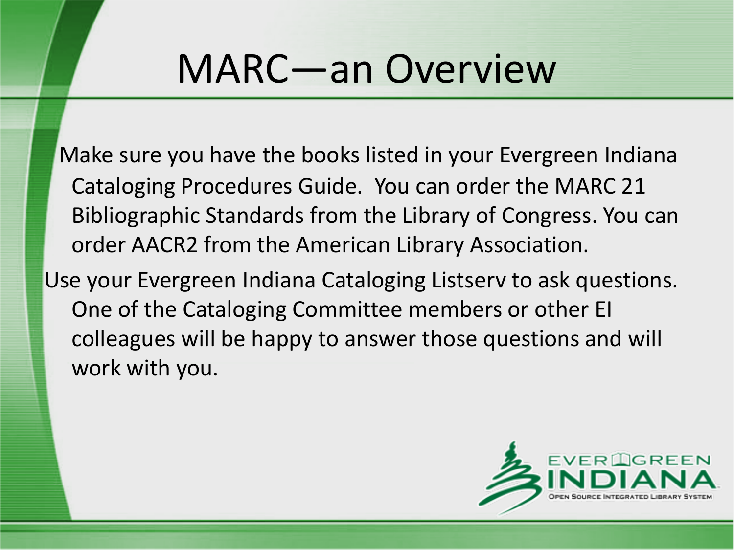# MARC—an Overview

Make sure you have the books listed in your Evergreen Indiana Cataloging Procedures Guide. You can order the MARC 21 Bibliographic Standards from the Library of Congress. You can order AACR2 from the American Library Association.

Use your Evergreen Indiana Cataloging Listserv to ask questions. One of the Cataloging Committee members or other EI colleagues will be happy to answer those questions and will work with you.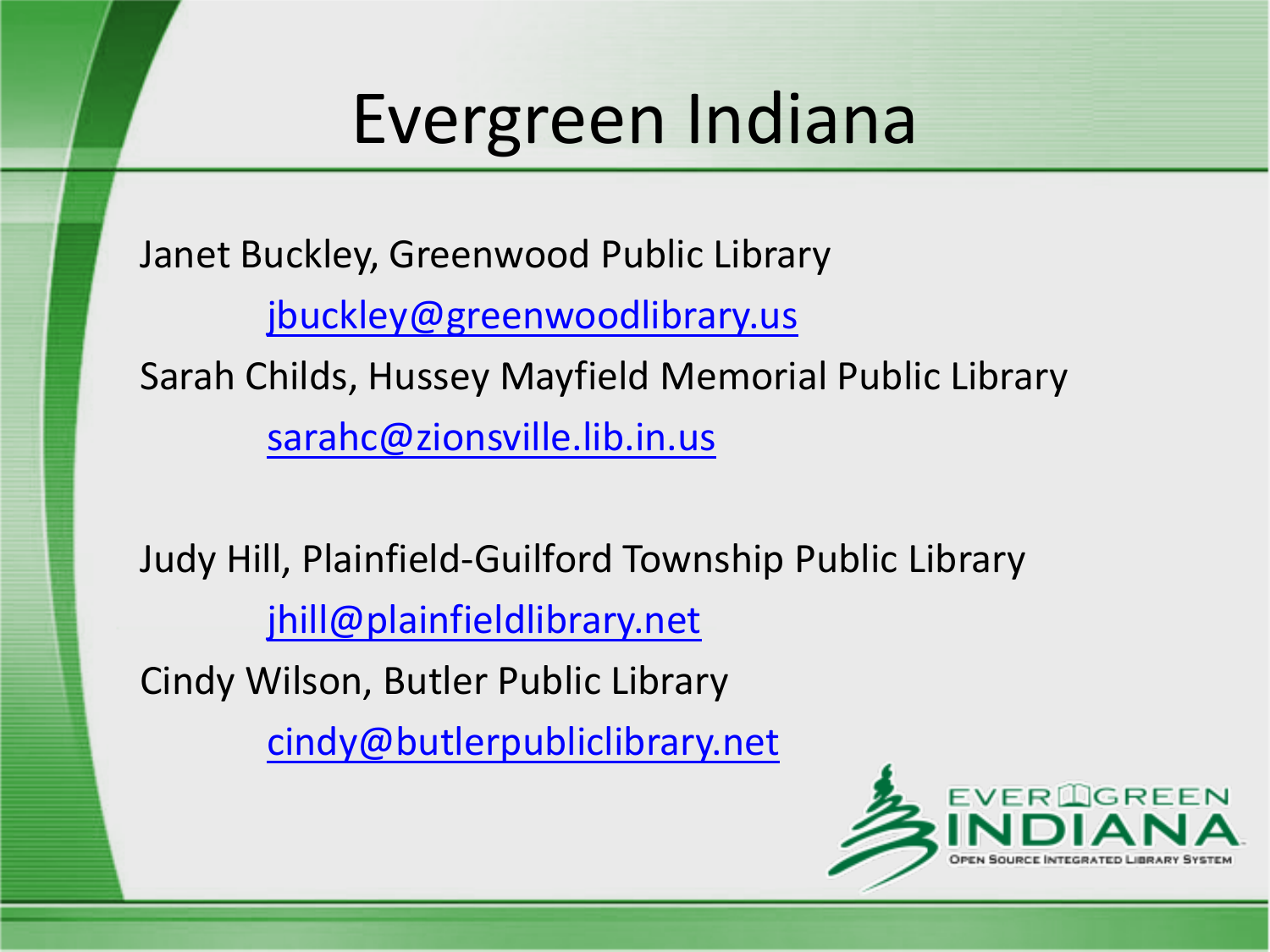# Evergreen Indiana

Janet Buckley, Greenwood Public Library

jbuckley@greenwoodlibrary.us

Sarah Childs, Hussey Mayfield Memorial Public Library

sarahc@zionsville.lib.in.us

Judy Hill, Plainfield-Guilford Township Public Library

jhill@plainfieldlibrary.net

Cindy Wilson, Butler Public Library

cindy@butlerpubliclibrary.net

EVERGREEN INDIANA

OPEN SOURCE INTEGRATED LIBRARY SYSTEM